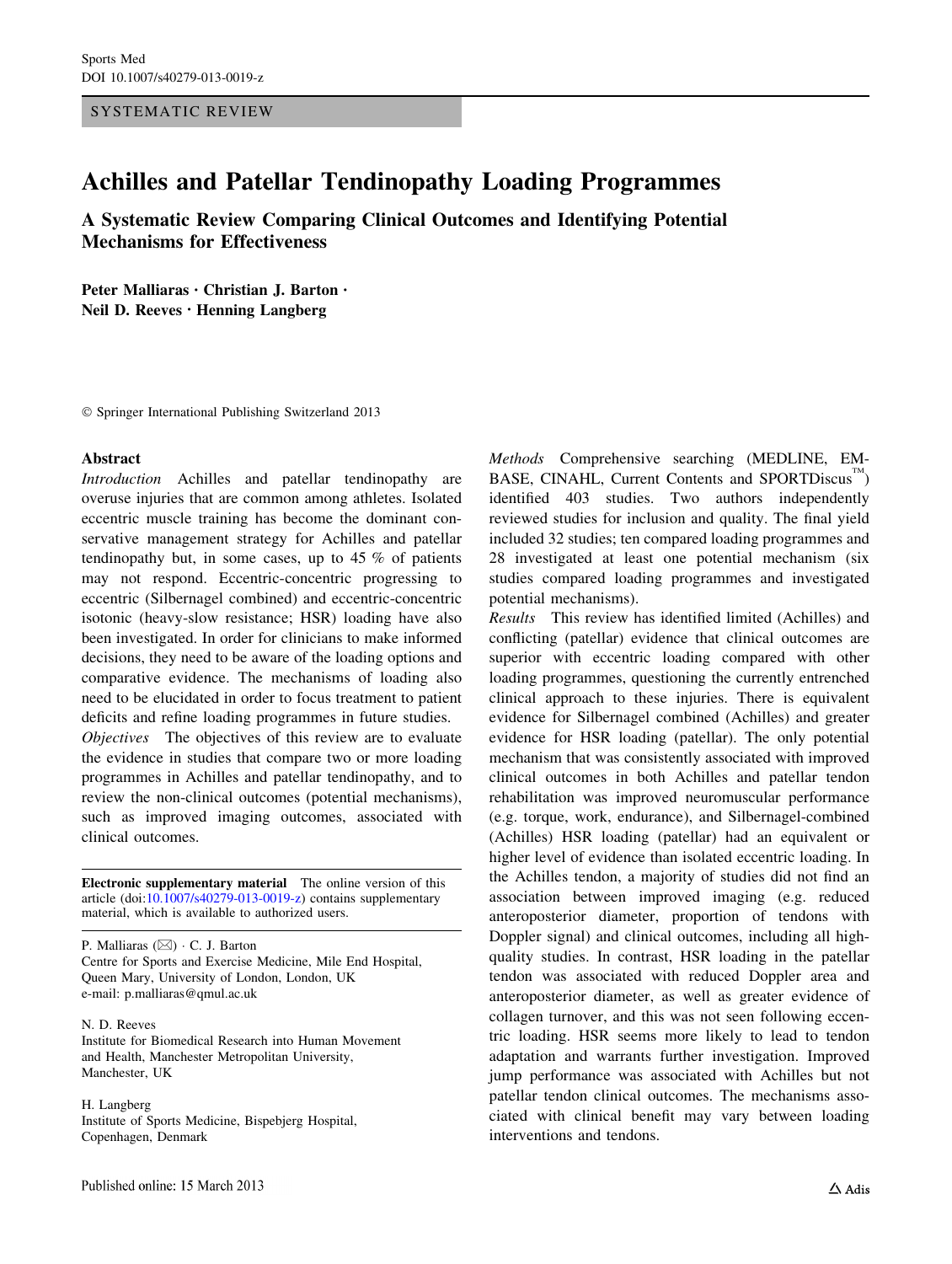SYSTEMATIC REVIEW

# Achilles and Patellar Tendinopathy Loading Programmes

## A Systematic Review Comparing Clinical Outcomes and Identifying Potential Mechanisms for Effectiveness

**Peter Malliaras · Christian J. Barton · Neil D. Reeves · Henning Langberg**

© Springer International Publishing Switzerland 2013

### Abstract

*Introduction* Achilles and patellar tendinopathy are overuse injuries that are common among athletes. Isolated eccentric muscle training has become the dominant conservative management strategy for Achilles and patellar tendinopathy but, in some cases, up to 45 % of patients may not respond. Eccentric-concentric progressing to eccentric (Silbernagel combined) and eccentric-concentric isotonic (heavy-slow resistance; HSR) loading have also been investigated. In order for clinicians to make informed decisions, they need to be aware of the loading options and comparative evidence. The mechanisms of loading also need to be elucidated in order to focus treatment to patient deficits and refine loading programmes in future studies.

*Objectives* The objectives of this review are to evaluate the evidence in studies that compare two or more loading programmes in Achilles and patellar tendinopathy, and to review the non-clinical outcomes (potential mechanisms), such as improved imaging outcomes, associated with clinical outcomes.

*Methods* Comprehensive searching (MEDLINE, EMBASE, CINAHL, Current Contents and SPORTDiscus™) identified 403 studies. Two authors independently reviewed studies for inclusion and quality. The final yield included 32 studies; ten compared loading programmes and 28 investigated at least one potential mechanism (six studies compared loading programmes and investigated potential mechanisms).

*Results* This review has identified limited (Achilles) and conflicting (patellar) evidence that clinical outcomes are superior with eccentric loading compared with other loading programmes, questioning the currently entrenched clinical approach to these injuries. There is equivalent evidence for Silbernagel combined (Achilles) and greater evidence for HSR loading (patellar). The only potential mechanism that was consistently associated with improved clinical outcomes in both Achilles and patellar tendon rehabilitation was improved neuromuscular performance (e.g. torque, work, endurance), and Silbernagel-combined (Achilles) HSR loading (patellar) had an equivalent or higher level of evidence than isolated eccentric loading. In the Achilles tendon, a majority of studies did not find an association between improved imaging (e.g. reduced anteroposterior diameter, proportion of tendons with Doppler signal) and clinical outcomes, including all high-quality studies. In contrast, HSR loading in the patellar tendon was associated with reduced Doppler area and anteroposterior diameter, as well as greater evidence of collagen turnover, and this was not seen following eccentric loading. HSR seems more likely to lead to tendon adaptation and warrants further investigation. Improved jump performance was associated with Achilles but not patellar tendon clinical outcomes. The mechanisms associated with clinical benefit may vary between loading interventions and tendons.

**Electronic supplementary material** The online version of this article (doi:10.1007/s40279-013-0019-z) contains supplementary material, which is available to authorized users.

P. Malliaras (✉) · C. J. Barton
Centre for Sports and Exercise Medicine, Mile End Hospital, Queen Mary, University of London, London, UK
e-mail: p.malliaras@qmul.ac.uk

N. D. Reeves
Institute for Biomedical Research into Human Movement and Health, Manchester Metropolitan University, Manchester, UK

H. Langberg
Institute of Sports Medicine, Bispebjerg Hospital, Copenhagen, Denmark

Published online: 15 March 2013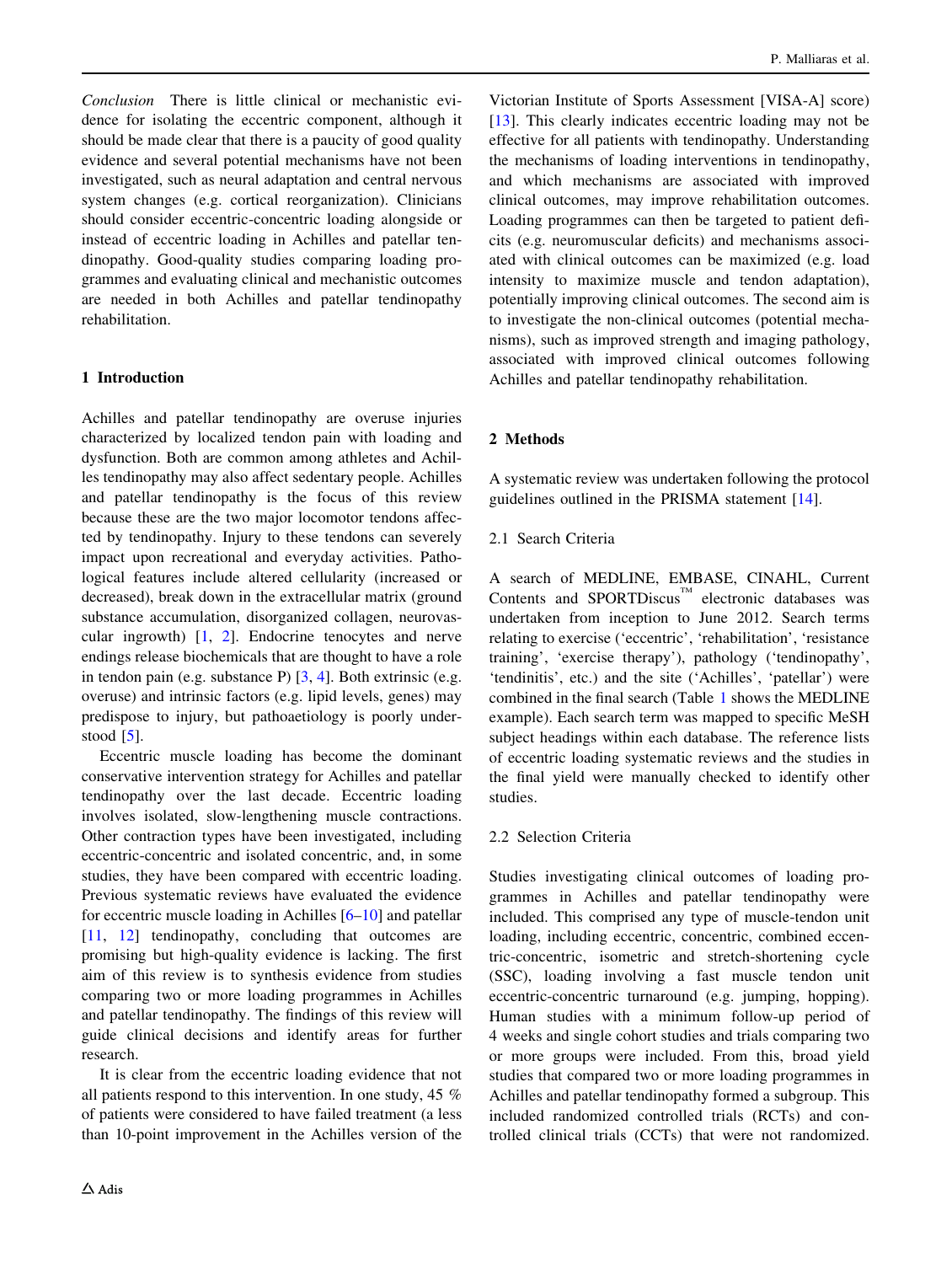*Conclusion* There is little clinical or mechanistic evidence for isolating the eccentric component, although it should be made clear that there is a paucity of good quality evidence and several potential mechanisms have not been investigated, such as neural adaptation and central nervous system changes (e.g. cortical reorganization). Clinicians should consider eccentric-concentric loading alongside or instead of eccentric loading in Achilles and patellar tendinopathy. Good-quality studies comparing loading programmes and evaluating clinical and mechanistic outcomes are needed in both Achilles and patellar tendinopathy rehabilitation.

## 1 Introduction

Achilles and patellar tendinopathy are overuse injuries characterized by localized tendon pain with loading and dysfunction. Both are common among athletes and Achilles tendinopathy may also affect sedentary people. Achilles and patellar tendinopathy is the focus of this review because these are the two major locomotor tendons affected by tendinopathy. Injury to these tendons can severely impact upon recreational and everyday activities. Pathological features include altered cellularity (increased or decreased), break down in the extracellular matrix (ground substance accumulation, disorganized collagen, neurovascular ingrowth) [1, 2]. Endocrine tenocytes and nerve endings release biochemicals that are thought to have a role in tendon pain (e.g. substance P) [3, 4]. Both extrinsic (e.g. overuse) and intrinsic factors (e.g. lipid levels, genes) may predispose to injury, but pathoaetiology is poorly understood [5].

Eccentric muscle loading has become the dominant conservative intervention strategy for Achilles and patellar tendinopathy over the last decade. Eccentric loading involves isolated, slow-lengthening muscle contractions. Other contraction types have been investigated, including eccentric-concentric and isolated concentric, and, in some studies, they have been compared with eccentric loading. Previous systematic reviews have evaluated the evidence for eccentric muscle loading in Achilles [6–10] and patellar [11, 12] tendinopathy, concluding that outcomes are promising but high-quality evidence is lacking. The first aim of this review is to synthesis evidence from studies comparing two or more loading programmes in Achilles and patellar tendinopathy. The findings of this review will guide clinical decisions and identify areas for further research.

It is clear from the eccentric loading evidence that not all patients respond to this intervention. In one study, 45 % of patients were considered to have failed treatment (a less than 10-point improvement in the Achilles version of the Victorian Institute of Sports Assessment [VISA-A] score) [13]. This clearly indicates eccentric loading may not be effective for all patients with tendinopathy. Understanding the mechanisms of loading interventions in tendinopathy, and which mechanisms are associated with improved clinical outcomes, may improve rehabilitation outcomes. Loading programmes can then be targeted to patient deficits (e.g. neuromuscular deficits) and mechanisms associated with clinical outcomes can be maximized (e.g. load intensity to maximize muscle and tendon adaptation), potentially improving clinical outcomes. The second aim is to investigate the non-clinical outcomes (potential mechanisms), such as improved strength and imaging pathology, associated with improved clinical outcomes following Achilles and patellar tendinopathy rehabilitation.

## 2 Methods

A systematic review was undertaken following the protocol guidelines outlined in the PRISMA statement [14].

### 2.1 Search Criteria

A search of MEDLINE, EMBASE, CINAHL, Current Contents and SPORTDiscus™ electronic databases was undertaken from inception to June 2012. Search terms relating to exercise ('eccentric', 'rehabilitation', 'resistance training', 'exercise therapy'), pathology ('tendinopathy', 'tendinitis', etc.) and the site ('Achilles', 'patellar') were combined in the final search (Table 1 shows the MEDLINE example). Each search term was mapped to specific MeSH subject headings within each database. The reference lists of eccentric loading systematic reviews and the studies in the final yield were manually checked to identify other studies.

### 2.2 Selection Criteria

Studies investigating clinical outcomes of loading programmes in Achilles and patellar tendinopathy were included. This comprised any type of muscle-tendon unit loading, including eccentric, concentric, combined eccentric-concentric, isometric and stretch-shortening cycle (SSC), loading involving a fast muscle tendon unit eccentric-concentric turnaround (e.g. jumping, hopping). Human studies with a minimum follow-up period of 4 weeks and single cohort studies and trials comparing two or more groups were included. From this, broad yield studies that compared two or more loading programmes in Achilles and patellar tendinopathy formed a subgroup. This included randomized controlled trials (RCTs) and controlled clinical trials (CCTs) that were not randomized.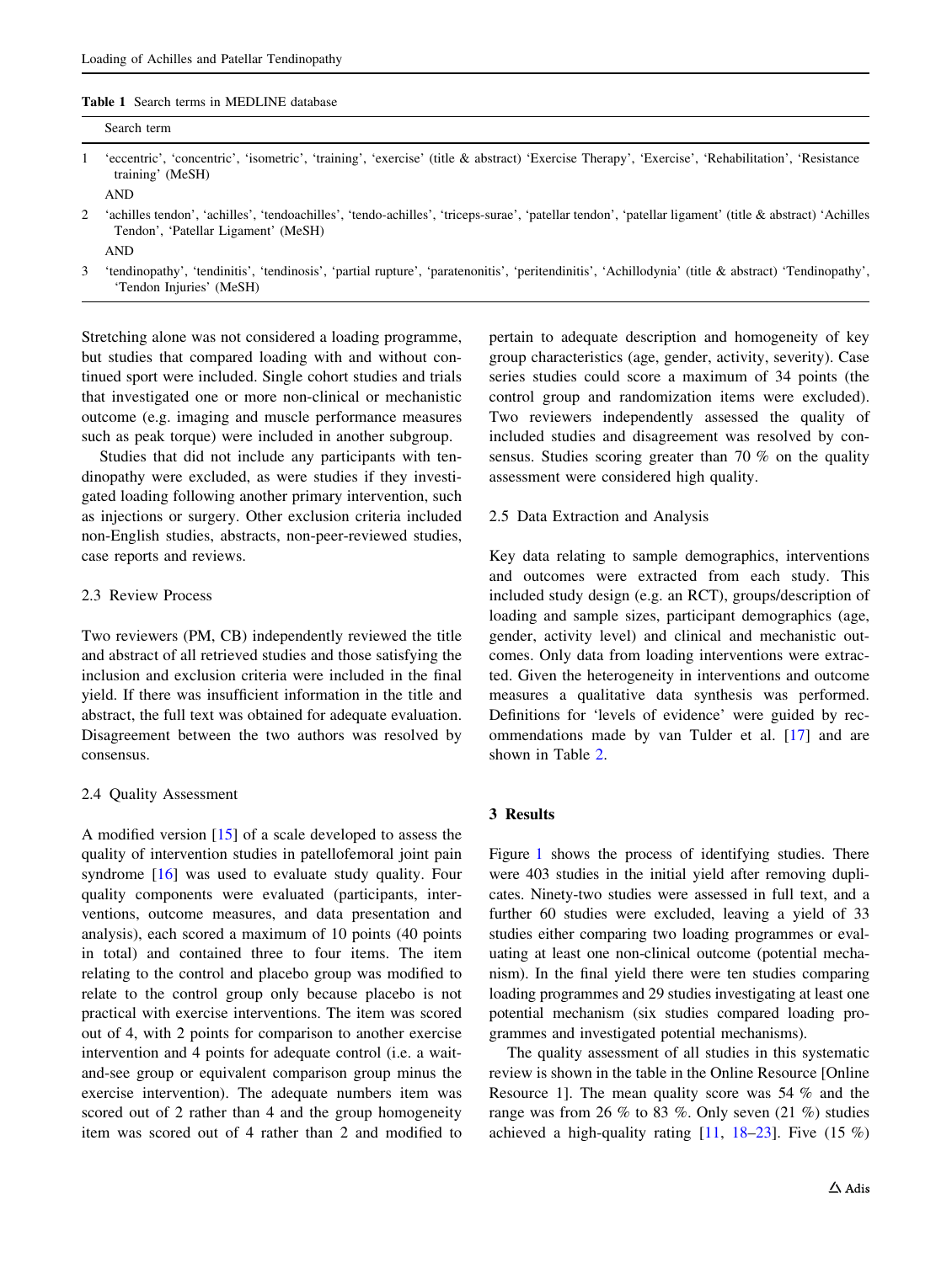**Table 1** Search terms in MEDLINE database

| | Search term |
|---|---|
| 1 | 'eccentric', 'concentric', 'isometric', 'training', 'exercise' (title & abstract) 'Exercise Therapy', 'Exercise', 'Rehabilitation', 'Resistance training' (MeSH) |
| | AND |
| 2 | 'achilles tendon', 'achilles', 'tendoachilles', 'tendo-achilles', 'triceps-surae', 'patellar tendon', 'patellar ligament' (title & abstract) 'Achilles Tendon', 'Patellar Ligament' (MeSH) |
| | AND |
| 3 | 'tendinopathy', 'tendinitis', 'tendinosis', 'partial rupture', 'paratenonitis', 'peritendinitis', 'Achillodynia' (title & abstract) 'Tendinopathy', 'Tendon Injuries' (MeSH) |

Stretching alone was not considered a loading programme, but studies that compared loading with and without continued sport were included. Single cohort studies and trials that investigated one or more non-clinical or mechanistic outcome (e.g. imaging and muscle performance measures such as peak torque) were included in another subgroup.

Studies that did not include any participants with tendinopathy were excluded, as were studies if they investigated loading following another primary intervention, such as injections or surgery. Other exclusion criteria included non-English studies, abstracts, non-peer-reviewed studies, case reports and reviews.

### 2.3 Review Process

Two reviewers (PM, CB) independently reviewed the title and abstract of all retrieved studies and those satisfying the inclusion and exclusion criteria were included in the final yield. If there was insufficient information in the title and abstract, the full text was obtained for adequate evaluation. Disagreement between the two authors was resolved by consensus.

### 2.4 Quality Assessment

A modified version [15] of a scale developed to assess the quality of intervention studies in patellofemoral joint pain syndrome [16] was used to evaluate study quality. Four quality components were evaluated (participants, interventions, outcome measures, and data presentation and analysis), each scored a maximum of 10 points (40 points in total) and contained three to four items. The item relating to the control and placebo group was modified to relate to the control group only because placebo is not practical with exercise interventions. The item was scored out of 4, with 2 points for comparison to another exercise intervention and 4 points for adequate control (i.e. a wait-and-see group or equivalent comparison group minus the exercise intervention). The adequate numbers item was scored out of 2 rather than 4 and the group homogeneity item was scored out of 4 rather than 2 and modified to pertain to adequate description and homogeneity of key group characteristics (age, gender, activity, severity). Case series studies could score a maximum of 34 points (the control group and randomization items were excluded). Two reviewers independently assessed the quality of included studies and disagreement was resolved by consensus. Studies scoring greater than 70 % on the quality assessment were considered high quality.

### 2.5 Data Extraction and Analysis

Key data relating to sample demographics, interventions and outcomes were extracted from each study. This included study design (e.g. an RCT), groups/description of loading and sample sizes, participant demographics (age, gender, activity level) and clinical and mechanistic outcomes. Only data from loading interventions were extracted. Given the heterogeneity in interventions and outcome measures a qualitative data synthesis was performed. Definitions for 'levels of evidence' were guided by recommendations made by van Tulder et al. [17] and are shown in Table 2.

## 3 Results

Figure 1 shows the process of identifying studies. There were 403 studies in the initial yield after removing duplicates. Ninety-two studies were assessed in full text, and a further 60 studies were excluded, leaving a yield of 33 studies either comparing two loading programmes or evaluating at least one non-clinical outcome (potential mechanism). In the final yield there were ten studies comparing loading programmes and 29 studies investigating at least one potential mechanism (six studies compared loading programmes and investigated potential mechanisms).

The quality assessment of all studies in this systematic review is shown in the table in the Online Resource [Online Resource 1]. The mean quality score was 54 % and the range was from 26 % to 83 %. Only seven (21 %) studies achieved a high-quality rating [11, 18–23]. Five (15 %)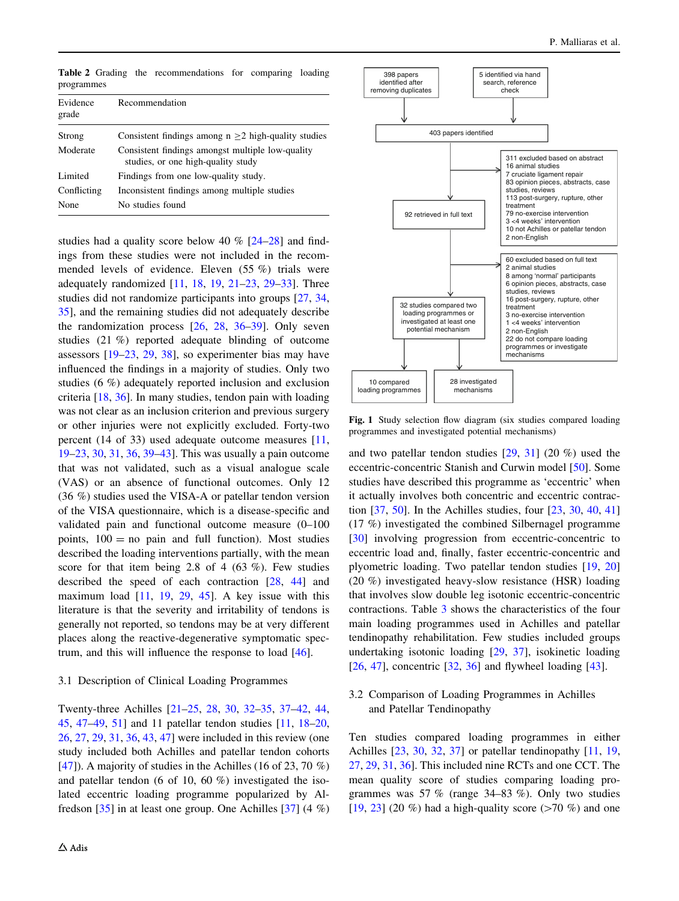**Table 2** Grading the recommendations for comparing loading programmes

| Evidence grade | Recommendation |
|---|---|
| Strong | Consistent findings among n ≥2 high-quality studies |
| Moderate | Consistent findings amongst multiple low-quality studies, or one high-quality study |
| Limited | Findings from one low-quality study. |
| Conflicting | Inconsistent findings among multiple studies |
| None | No studies found |

studies had a quality score below 40 % [24–28] and findings from these studies were not included in the recommended levels of evidence. Eleven (55 %) trials were adequately randomized [11, 18, 19, 21–23, 29–33]. Three studies did not randomize participants into groups [27, 34, 35], and the remaining studies did not adequately describe the randomization process [26, 28, 36–39]. Only seven studies (21 %) reported adequate blinding of outcome assessors [19–23, 29, 38], so experimenter bias may have influenced the findings in a majority of studies. Only two studies (6 %) adequately reported inclusion and exclusion criteria [18, 36]. In many studies, tendon pain with loading was not clear as an inclusion criterion and previous surgery or other injuries were not explicitly excluded. Forty-two percent (14 of 33) used adequate outcome measures [11, 19–23, 30, 31, 36, 39–43]. This was usually a pain outcome that was not validated, such as a visual analogue scale (VAS) or an absence of functional outcomes. Only 12 (36 %) studies used the VISA-A or patellar tendon version of the VISA questionnaire, which is a disease-specific and validated pain and functional outcome measure (0–100 points, 100 = no pain and full function). Most studies described the loading interventions partially, with the mean score for that item being 2.8 of 4 (63 %). Few studies described the speed of each contraction [28, 44] and maximum load [11, 19, 29, 45]. A key issue with this literature is that the severity and irritability of tendons is generally not reported, so tendons may be at very different places along the reactive-degenerative symptomatic spectrum, and this will influence the response to load [46].

### 3.1 Description of Clinical Loading Programmes

Twenty-three Achilles [21–25, 28, 30, 32–35, 37–42, 44, 45, 47–49, 51] and 11 patellar tendon studies [11, 18–20, 26, 27, 29, 31, 36, 43, 47] were included in this review (one study included both Achilles and patellar tendon cohorts [47]). A majority of studies in the Achilles (16 of 23, 70 %) and patellar tendon (6 of 10, 60 %) investigated the isolated eccentric loading programme popularized by Alfredson [35] in at least one group. One Achilles [37] (4 %) and two patellar tendon studies [29, 31] (20 %) used the eccentric-concentric Stanish and Curwin model [50]. Some studies have described this programme as 'eccentric' when it actually involves both concentric and eccentric contraction [37, 50]. In the Achilles studies, four [23, 30, 40, 41] (17 %) investigated the combined Silbernagel programme [30] involving progression from eccentric-concentric to eccentric load and, finally, faster eccentric-concentric and plyometric loading. Two patellar tendon studies [19, 20] (20 %) investigated heavy-slow resistance (HSR) loading that involves slow double leg isotonic eccentric-concentric contractions. Table 3 shows the characteristics of the four main loading programmes used in Achilles and patellar tendinopathy rehabilitation. Few studies included groups undertaking isotonic loading [29, 37], isokinetic loading [26, 47], concentric [32, 36] and flywheel loading [43].

398 papers identified after removing duplicates → 403 papers identified ← 5 identified via hand search, reference check

403 papers identified → 311 excluded based on abstract: 16 animal studies; 7 cruciate ligament repair; 83 opinion pieces, abstracts, case studies, reviews; 113 post-surgery, rupture, other treatment; 79 no-exercise intervention; 3 <4 weeks' intervention; 10 not Achilles or patellar tendon; 2 non-English

92 retrieved in full text → 60 excluded based on full text: 2 animal studies; 8 among 'normal' participants; 6 opinion pieces, abstracts, case studies, reviews; 16 post-surgery, rupture, other treatment; 3 no-exercise intervention; 1 <4 weeks' intervention; 2 non-English; 22 do not compare loading programmes or investigate mechanisms

32 studies compared two loading programmes or investigated at least one potential mechanism → 10 compared loading programmes; 28 investigated mechanisms

**Fig. 1** Study selection flow diagram (six studies compared loading programmes and investigated potential mechanisms)

### 3.2 Comparison of Loading Programmes in Achilles and Patellar Tendinopathy

Ten studies compared loading programmes in either Achilles [23, 30, 32, 37] or patellar tendinopathy [11, 19, 27, 29, 31, 36]. This included nine RCTs and one CCT. The mean quality score of studies comparing loading programmes was 57 % (range 34–83 %). Only two studies [19, 23] (20 %) had a high-quality score (>70 %) and one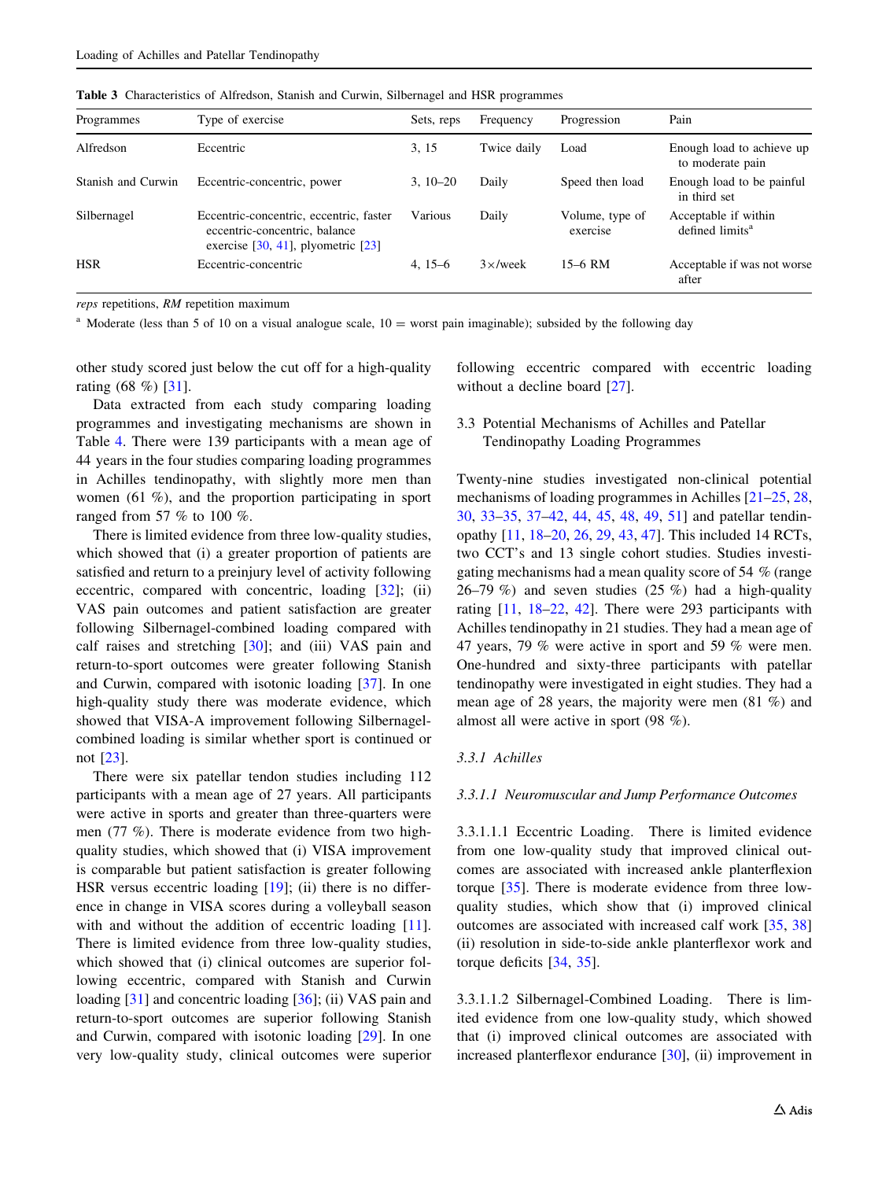**Table 3** Characteristics of Alfredson, Stanish and Curwin, Silbernagel and HSR programmes

| Programmes | Type of exercise | Sets, reps | Frequency | Progression | Pain |
|---|---|---|---|---|---|
| Alfredson | Eccentric | 3, 15 | Twice daily | Load | Enough load to achieve up to moderate pain |
| Stanish and Curwin | Eccentric-concentric, power | 3, 10–20 | Daily | Speed then load | Enough load to be painful in third set |
| Silbernagel | Eccentric-concentric, eccentric, faster eccentric-concentric, balance exercise [30, 41], plyometric [23] | Various | Daily | Volume, type of exercise | Acceptable if within defined limits[a] |
| HSR | Eccentric-concentric | 4, 15–6 | 3×/week | 15–6 RM | Acceptable if was not worse after |

*reps* repetitions, *RM* repetition maximum

[a] Moderate (less than 5 of 10 on a visual analogue scale, 10 = worst pain imaginable); subsided by the following day

other study scored just below the cut off for a high-quality rating (68 %) [31].

Data extracted from each study comparing loading programmes and investigating mechanisms are shown in Table 4. There were 139 participants with a mean age of 44 years in the four studies comparing loading programmes in Achilles tendinopathy, with slightly more men than women (61 %), and the proportion participating in sport ranged from 57 % to 100 %.

There is limited evidence from three low-quality studies, which showed that (i) a greater proportion of patients are satisfied and return to a preinjury level of activity following eccentric, compared with concentric, loading [32]; (ii) VAS pain outcomes and patient satisfaction are greater following Silbernagel-combined loading compared with calf raises and stretching [30]; and (iii) VAS pain and return-to-sport outcomes were greater following Stanish and Curwin, compared with isotonic loading [37]. In one high-quality study there was moderate evidence, which showed that VISA-A improvement following Silbernagel-combined loading is similar whether sport is continued or not [23].

There were six patellar tendon studies including 112 participants with a mean age of 27 years. All participants were active in sports and greater than three-quarters were men (77 %). There is moderate evidence from two high-quality studies, which showed that (i) VISA improvement is comparable but patient satisfaction is greater following HSR versus eccentric loading [19]; (ii) there is no difference in change in VISA scores during a volleyball season with and without the addition of eccentric loading [11]. There is limited evidence from three low-quality studies, which showed that (i) clinical outcomes are superior following eccentric, compared with Stanish and Curwin loading [31] and concentric loading [36]; (ii) VAS pain and return-to-sport outcomes are superior following Stanish and Curwin, compared with isotonic loading [29]. In one very low-quality study, clinical outcomes were superior following eccentric compared with eccentric loading without a decline board [27].

### 3.3 Potential Mechanisms of Achilles and Patellar Tendinopathy Loading Programmes

Twenty-nine studies investigated non-clinical potential mechanisms of loading programmes in Achilles [21–25, 28, 30, 33–35, 37–42, 44, 45, 48, 49, 51] and patellar tendinopathy [11, 18–20, 26, 29, 43, 47]. This included 14 RCTs, two CCT's and 13 single cohort studies. Studies investigating mechanisms had a mean quality score of 54 % (range 26–79 %) and seven studies (25 %) had a high-quality rating [11, 18–22, 42]. There were 293 participants with Achilles tendinopathy in 21 studies. They had a mean age of 47 years, 79 % were active in sport and 59 % were men. One-hundred and sixty-three participants with patellar tendinopathy were investigated in eight studies. They had a mean age of 28 years, the majority were men (81 %) and almost all were active in sport (98 %).

#### *3.3.1 Achilles*

##### *3.3.1.1 Neuromuscular and Jump Performance Outcomes*

3.3.1.1.1 Eccentric Loading. There is limited evidence from one low-quality study that improved clinical outcomes are associated with increased ankle planterflexion torque [35]. There is moderate evidence from three low-quality studies, which show that (i) improved clinical outcomes are associated with increased calf work [35, 38] (ii) resolution in side-to-side ankle planterflexor work and torque deficits [34, 35].

3.3.1.1.2 Silbernagel-Combined Loading. There is limited evidence from one low-quality study, which showed that (i) improved clinical outcomes are associated with increased planterflexor endurance [30], (ii) improvement in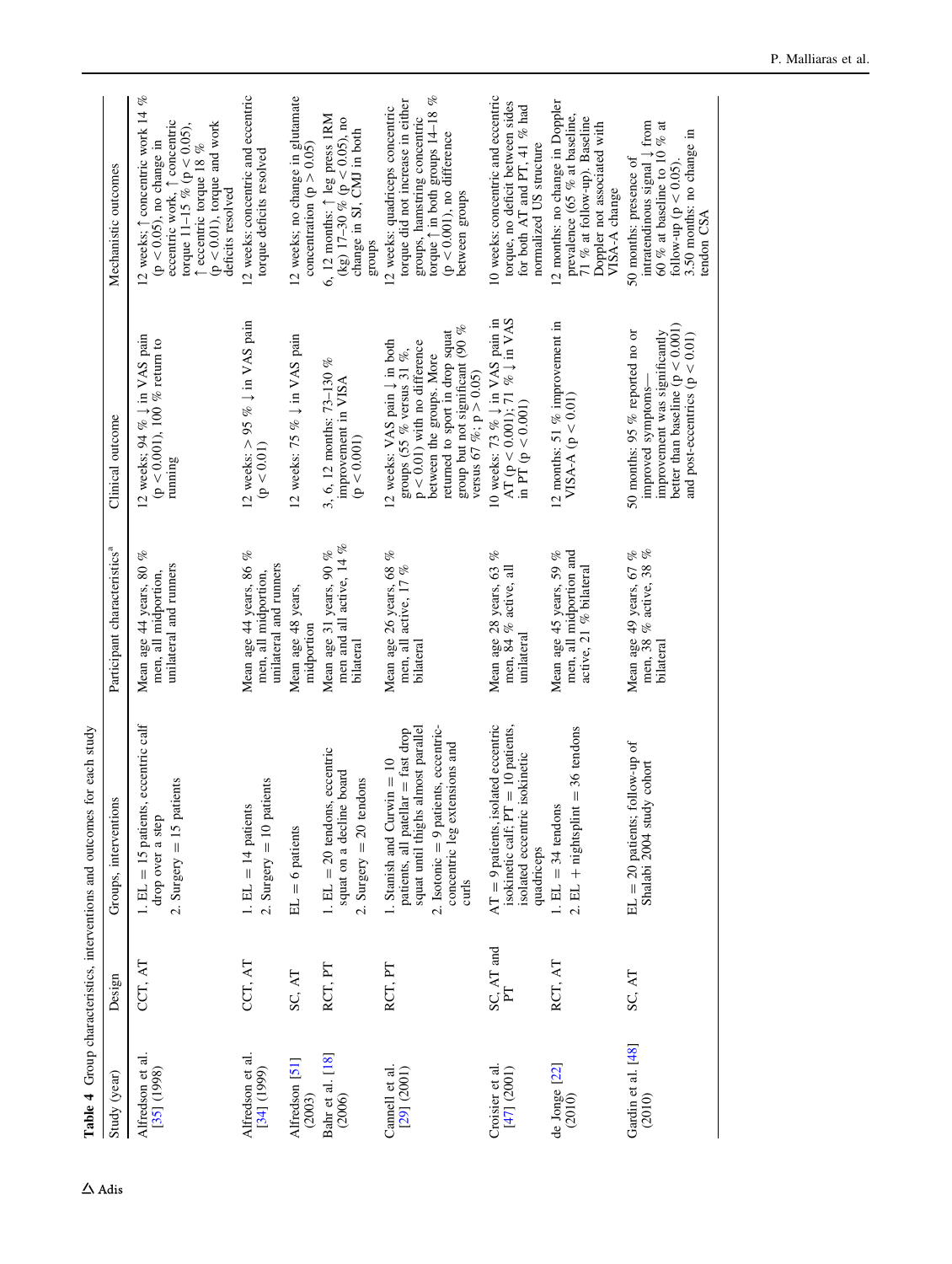Table 4 Group characteristics, interventions and outcomes for each study

| Study (year) | Design | Groups, interventions | Participant characteristics[a] | Clinical outcome | Mechanistic outcomes |
|---|---|---|---|---|---|
| Alfredson et al. [35] (1998) | CCT, AT | 1. EL = 15 patients, eccentric calf drop over a step<br>2. Surgery = 15 patients | Mean age 44 years, 80 % men, all midportion, unilateral and runners | 12 weeks; 94 % ↓ in VAS pain ($p < 0.001$), 100 % return to running | 12 weeks; ↑ concentric work 14 % ($p < 0.05$), no change in eccentric work, ↑ concentric torque 11–15 % ($p < 0.05$), ↑ eccentric torque 18 % ($p < 0.01$), torque and work deficits resolved |
| Alfredson et al. [34] (1999) | CCT, AT | 1. EL = 14 patients<br>2. Surgery = 10 patients | Mean age 44 years, 86 % men, all midportion, unilateral and runners | 12 weeks: > 95 % ↓ in VAS pain ($p < 0.01$) | 12 weeks; concentric and eccentric torque deficits resolved |
| Alfredson [51] (2003) | SC, AT | EL = 6 patients | Mean age 48 years, midportion | 12 weeks: 75 % ↓ in VAS pain | 12 weeks; no change in glutamate concentration ($p > 0.05$) |
| Bahr et al. [18] (2006) | RCT, PT | 1. EL = 20 tendons, eccentric squat on a decline board<br>2. Surgery = 20 tendons | Mean age 31 years, 90 % men and all active, 14 % bilateral | 3, 6, 12 months: 73–130 % improvement in VISA ($p < 0.001$) | 6, 12 months: ↑ leg press 1RM (kg) 17–30 % ($p < 0.05$), no change in SJ, CMJ in both groups |
| Cannell et al. [29] (2001) | RCT, PT | 1. Stanish and Curwin = 10 patients, all patellar = fast drop squat until thighs almost parallel<br>2. Isotonic = 9 patients, eccentric-concentric leg extensions and curls | Mean age 26 years, 68 % men, all active, 17 % bilateral | 12 weeks: VAS pain ↓ in both groups (55 % versus 31 %, $p < 0.01$) with no difference between the groups. More returned to sport in drop squat group but not significant (90 % versus 67 %; $p > 0.05$) | 12 weeks: quadriceps concentric torque did not increase in either groups, hamstring concentric torque ↑ in both groups 14–18 % ($p < 0.001$), no difference between groups |
| Croisier et al. [47] (2001) | SC, AT and PT | AT = 9 patients, isolated eccentric isokinetic calf; PT = 10 patients, isolated eccentric isokinetic quadriceps | Mean age 28 years, 63 % men, 84 % active, all unilateral | 10 weeks: 73 % ↓ in VAS pain in AT ($p < 0.001$); 71 % ↓ in VAS in PT ($p < 0.001$) | 10 weeks: concentric and eccentric torque, no deficit between sides for both AT and PT, 41 % had normalized US structure |
| de Jonge [22] (2010) | RCT, AT | 1. EL = 34 tendons<br>2. EL + nightsplint = 36 tendons | Mean age 45 years, 59 % men, all midportion and active, 21 % bilateral | 12 months: 51 % improvement in VISA-A ($p < 0.01$) | 12 months: no change in Doppler prevalence (65 % at baseline, 71 % at follow-up). Baseline Doppler not associated with VISA-A change |
| Gardin et al. [48] (2010) | SC, AT | EL = 20 patients; follow-up of Shalabi 2004 study cohort | Mean age 49 years, 67 % men, 38 % active, 38 % bilateral | 50 months: 95 % reported no or improved symptoms—improvement was significantly better than baseline ($p < 0.001$) and post-eccentrics ($p < 0.01$) | 50 months: presence of intratendinous signal ↓ from 60 % at baseline to 10 % at follow-up ($p < 0.05$).<br>3.50 months: no change in tendon CSA |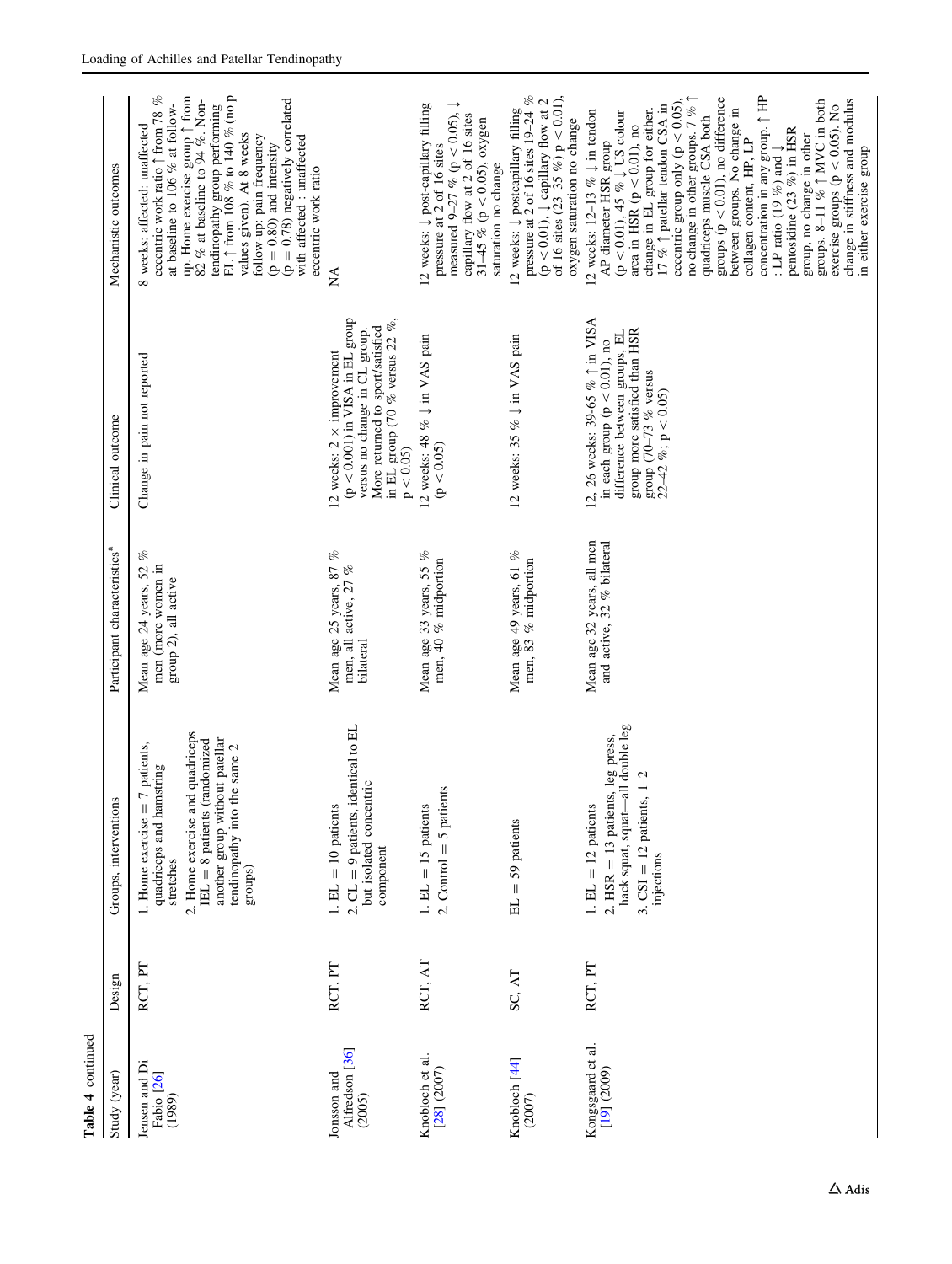**Table 4** continued

| Study (year) | Design | Groups, interventions | Participant characteristics[a] | Clinical outcome | Mechanistic outcomes |
|---|---|---|---|---|---|
| Jensen and Di Fabio [26] (1989) | RCT, PT | 1. Home exercise = 7 patients, quadriceps and hamstring stretches<br>2. Home exercise and quadriceps IEL = 8 patients (randomized another group without patellar tendinopathy into the same 2 groups) | Mean age 24 years, 52 % men (more women in group 2), all active | Change in pain not reported | 8 weeks: affected: unaffected eccentric work ratio ↑ from 78 % at baseline to 106 % at follow-up. Home exercise group ↑ from 82 % at baseline to 94 %. Non-tendinopathy group performing EL ↑ from 108 % to 140 % (no p values given). At 8 weeks follow-up: pain frequency ($p = 0.80$) and intensity ($p = 0.78$) negatively correlated with affected : unaffected eccentric work ratio |
| Jonsson and Alfredson [36] (2005) | RCT, PT | 1. EL = 10 patients<br>2. CL = 9 patients, identical to EL but isolated concentric component | Mean age 25 years, 87 % men, all active, 27 % bilateral | 12 weeks: 2 × improvement ($p < 0.001$) in VISA in EL group versus no change in CL group. More returned to sport/satisfied in EL group (70 % versus 22 %, $p < 0.05$) | NA |
| Knobloch et al. [28] (2007) | RCT, AT | 1. EL = 15 patients<br>2. Control = 5 patients | Mean age 33 years, 55 % men, 40 % midportion | 12 weeks: 48 % ↓ in VAS pain ($p < 0.05$) | 12 weeks: ↓ post-capillary filling pressure at 2 of 16 sites measured 9–27 % ($p < 0.05$), ↓ capillary flow at 2 of 16 sites 31–45 % ($p < 0.05$), oxygen saturation no change |
| Knobloch [44] (2007) | SC, AT | EL = 59 patients | Mean age 49 years, 61 % men, 83 % midportion | 12 weeks: 35 % ↓ in VAS pain | 12 weeks: ↓ postcapillary filling pressure at 2 of 16 sites 19–24 % ($p < 0.01$), ↓ capillary flow at 2 of 16 sites (23–35 %) $p < 0.01$), oxygen saturation no change |
| Kongsgaard et al. [19] (2009) | RCT, PT | 1. EL = 12 patients<br>2. HSR = 13 patients, leg press, hack squat, squat—all double leg<br>3. CSI = 12 patients, 1–2 injections | Mean age 32 years, all men and active, 32 % bilateral | 12, 26 weeks: 39–65 % ↑ in VISA in each group ($p < 0.01$), no difference between groups. EL group more satisfied than HSR group (70–73 % versus 22–42 %; $p < 0.05$) | 12 weeks: 12–13 % ↓ in tendon AP diameter HSR group ($p < 0.01$), 45 % ↓ US colour area in HSR ($p < 0.01$), no change in EL group for either. 17 % ↑ patellar tendon CSA in eccentric group only ($p < 0.05$), no change in other groups. 7 % ↑ quadriceps muscle CSA both groups ($p < 0.01$), no difference between groups. No change in collagen content, HP, LP concentration in any group. ↑ HP : LP ratio (19 %) and ↓ pentosidine (23 %) in HSR group, no change in other groups. 8–11 % ↑ MVC in both exercise groups ($p < 0.05$). No change in stiffness and modulus in either exercise group |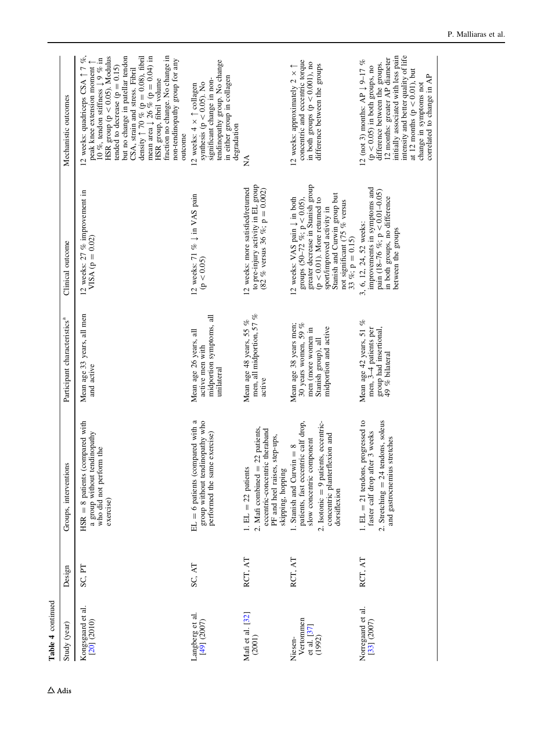**Table 4** continued

| Study (year) | Design | Groups, interventions | Participant characteristics[a] | Clinical outcome | Mechanistic outcomes |
|---|---|---|---|---|---|
| Kongsgaard et al. [20] (2010) | SC, PT | HSR = 8 patients (compared with a group without tendinopathy who did not perform the exercise) | Mean age 33 years, all men and active | 12 weeks: 27 % improvement in VISA ($p = 0.02$) | 12 weeks: quadriceps CSA ↑ 7 %, peak knee extension moment ↑ 10 %, tendon stiffness ↓ 9 % in HSR group ($p < 0.05$). Modulus tended to decrease ($p = 0.15$) but no change in patellar tendon CSA, strain and stress. Fibril density ↑ 70 % ($p = 0.08$), fibril mean area ↓ 26 % ($p = 0.04$) in HSR group, fibril volume fraction no change. No change in non-tendinopathy group for any outcome |
| Langberg et al. [49] (2007) | SC, AT | EL = 6 patients (compared with a group without tendinopathy who performed the same exercise) | Mean age 26 years, all active men with midportion symptoms, all unilateral | 12 weeks: 71 % ↓ in VAS pain ($p < 0.05$) | 12 weeks: 4 × ↑ collagen synthesis ($p < 0.05$). No significant change in non-tendinopathy group. No change in either group in collagen degradation |
| Mafi et al. [32] (2001) | RCT, AT | 1. EL = 22 patients<br>2. Mafi combined = 22 patients, eccentric-concentric theraband PF and heel raises, step-ups, skipping, hopping | Mean age 48 years, 55 % men, all midportion, 57 % active | 12 weeks: more satisfied/returned to pre-injury activity in EL group (82 % versus 36 %; $p = 0.002$) | NA |
| Niesen-Vertommen et al. [37] (1992) | RCT, AT | 1. Stanish and Curwin = 8 patients, fast eccentric calf drop, slow concentric component<br>2. Isotonic = 9 patients, eccentric-concentric plantarflexion and dorsiflexion | Mean age 38 years men; 30 years women, 59 % men (more women in Stanish group), all midportion and active | 12 weeks: VAS pain ↓ in both groups (50–72 %; $p < 0.05$), greater decrease in Stanish group ($p < 0.01$). More returned to sport/improved activity in Stanish and Curwin group but not significant (75 % versus 33 %; $p = 0.15$) | 12 weeks: approximately 2 × ↑ concentric and eccentric torque in both groups ($p < 0.001$), no difference between the groups |
| Norregaard et al. [33] (2007) | RCT, AT | 1. EL = 21 tendons, progressed to faster calf drop after 3 weeks<br>2. Stretching = 24 tendons, soleus and gastrocnemius stretches | Mean age 42 years, 51 % men, 3–4 patients per group had insertional, 49 % bilateral | 3, 6, 12, 24, 52 weeks: improvements in symptoms and pain (18–76 %; $p < 0.01$–0.05) in both groups, no difference between the groups | 12 (not 3) months: AP ↓ 9–17 % ($p < 0.05$) in both groups, no difference between the groups. 12 months: greater AP diameter initially associated with less pain intensity and better quality of life at 12 months ($p < 0.01$), but change in symptoms not correlated to change in AP |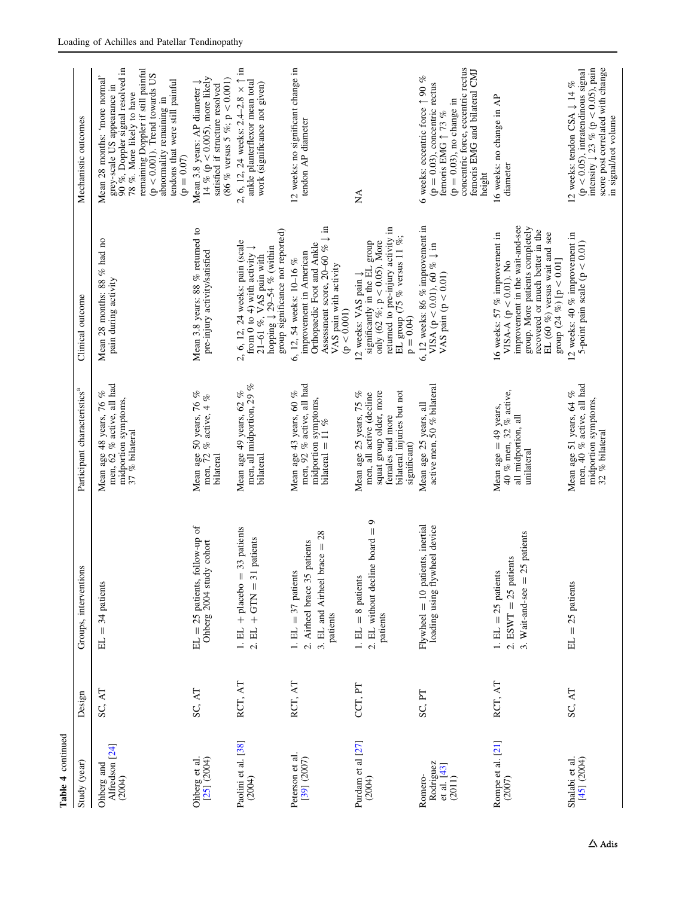**Table 4** continued

| Study (year) | Design | Groups, interventions | Participant characteristics[a] | Clinical outcome | Mechanistic outcomes |
|---|---|---|---|---|---|
| Ohberg and Alfredson [24] (2004) | SC, AT | EL = 34 patients | Mean age 48 years, 76 % men, 62 % active, all had midportion symptoms, 37 % bilateral | Mean 28 months: 88 % had no pain during activity | Mean 28 months: 'more normal' grey-scale US appearance in 90 %, Doppler signal resolved in 78 %. More likely to have remaining Doppler if still painful ($p < 0.001$). Trend towards US abnormality remaining in tendons that were still painful ($p = 0.07$) |
| Ohberg et al. [25] (2004) | SC, AT | EL = 25 patients, follow-up of Ohberg 2004 study cohort | Mean age 50 years, 76 % men, 72 % active, 4 % bilateral | Mean 3.8 years: 88 % returned to pre-injury activity/satisfied | Mean 3.8 years: AP diameter ↓ 14 % ($p < 0.005$), more likely satisfied if structure resolved (86 % versus 5 %; $p < 0.001$) |
| Paolini et al. [38] (2004) | RCT, AT | 1. EL + placebo = 33 patients<br>2. EL + GTN = 31 patients | Mean age 49 years, 62 % men, all midportion, 29 % bilateral | 2, 6, 12, 24 weeks: pain (scale from 0 to 4) with activity ↓ 21–61 %, VAS pain with hopping ↓ 29–54 % (within group significance not reported) | 2, 6, 12, 24 weeks: 2.4–2.8 × ↑ in ankle plantarflexor mean total work (significance not given) |
| Peterson et al. [39] (2007) | RCT, AT | 1. EL = 37 patients<br>2. Airheel brace 35 patients<br>3. EL and Airheel brace = 28 patients | Mean age 43 years, 60 % men, 92 % active, all had midportion symptoms, bilateral = 11 % | 6, 12, 54 weeks: 10–16 % improvement in American Orthopaedic Foot and Ankle Assessment score, 20–60 % ↓ in VAS pain with activity ($p < 0.001$) | 12 weeks: no significant change in tendon AP diameter |
| Purdam et al [27] (2004) | CCT, PT | 1. EL = 8 patients<br>2. EL without decline board = 9 patients | Mean age 25 years, 75 % men, all active (decline squat group older, more females and more bilateral injuries but not significant) | 12 weeks: VAS pain ↓ significantly in the EL group only (62 %; $p < 0.05$). More returned to pre-injury activity in EL group (75 % versus 11 %; $p = 0.04$) | NA |
| Romero-Rodriguez et al. [43] (2011) | SC, PT | Flywheel = 10 patients, inertial loading using flywheel device | Mean age 25 years, all active men, 50 % bilateral | 6, 12 weeks: 86 % improvement in VISA ($p < 0.01$), 60 % ↓ in VAS pain ($p < 0.01$) | 6 weeks: eccentric force ↑ 90 % ($p = 0.03$), concentric rectus femoris EMG ↑ 73 % ($p = 0.03$), no change in concentric force, eccentric rectus femoris EMG and bilateral CMJ height |
| Rompe et al. [21] (2007) | RCT, AT | 1. EL = 25 patients<br>2. ESWT = 25 patients<br>3. Wait-and-see = 25 patients | Mean age = 49 years, 40 % men, 32 % active, all midportion, all unilateral | 16 weeks: 57 % improvement in VISA-A ($p < 0.01$). No improvement in the wait-and-see group. More patients completely recovered or much better in the EL (60 %) versus wait and see group (24 %) [$p < 0.01$] | 16 weeks: no change in AP diameter |
| Shalabi et al. [45] (2004) | SC, AT | EL = 25 patients | Mean age 51 years, 64 % men, 40 % active, all had midportion symptoms, 32 % bilateral | 12 weeks: 40 % improvement in 5-point pain scale ($p < 0.01$) | 12 weeks: tendon CSA ↓ 14 % ($p < 0.05$), intratendinous signal intensity ↓ 23 % ($p < 0.05$), pain score post correlated with change in signal/not volume |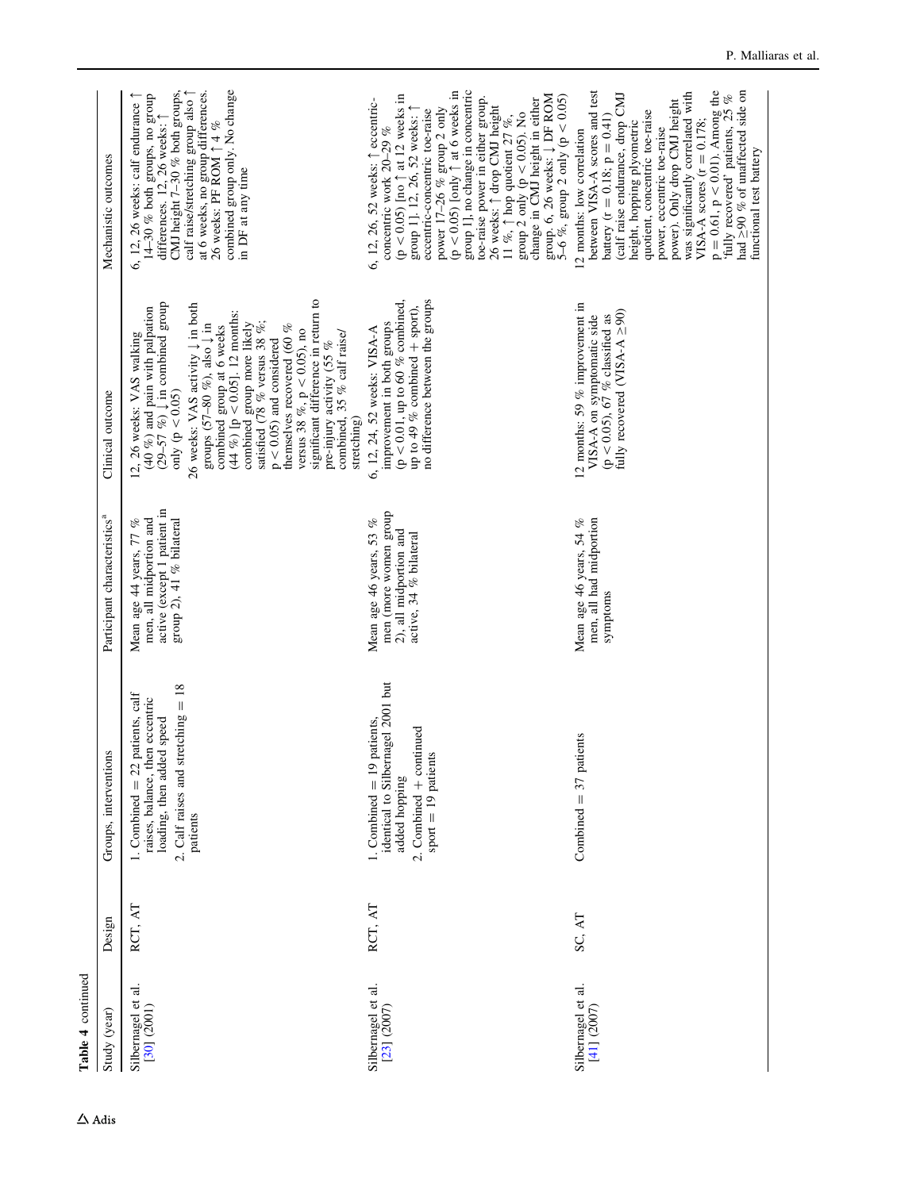**Table 4** continued

| Study (year) | Design | Groups, interventions | Participant characteristics[a] | Clinical outcome | Mechanistic outcomes |
|---|---|---|---|---|---|
| Silbernagel et al. [30] (2001) | RCT, AT | 1. Combined = 22 patients, calf raises, balance, then eccentric loading, then added speed<br>2. Calf raises and stretching = 18 patients | Mean age 44 years, 77 % men, all midportion and active (except 1 patient in group 2), 41 % bilateral | 12, 26 weeks: VAS walking (40 %) and pain with palpation (29–57 %) ↓ in combined group only ($p < 0.05$)<br>26 weeks: VAS activity ↓ in both groups (57–80 %), also ↓ in combined group at 6 weeks (44 %) [$p < 0.05$]. 12 months: combined group more likely satisfied (78 % versus 38 %; $p < 0.05$) and considered themselves recovered (60 % versus 38 %, $p < 0.05$), no significant difference in return to pre-injury activity (55 % combined, 35 % calf raise/stretching) | 6, 12, 26 weeks: calf endurance ↑ 14–30 % both groups, no group differences. 12, 26 weeks: ↑ CMJ height 7–30 % both groups, calf raise/stretching group also ↑ at 6 weeks, no group differences. 26 weeks: PF ROM ↑ 4 % combined group only. No change in DF at any time |
| Silbernagel et al. [23] (2007) | RCT, AT | 1. Combined = 19 patients, identical to Silbernagel 2001 but added hopping<br>2. Combined + continued sport = 19 patients | Mean age 46 years, 53 % men (more women group 2), all midportion and active, 34 % bilateral | 6, 12, 24, 52 weeks: VISA-A improvement in both groups ($p < 0.01$, up to 60 % combined, up to 49 % combined + sport), no difference between the groups | 6, 12, 26, 52 weeks: ↑ eccentric-concentric work 20–29 % ($p < 0.05$) [no ↑ at 12 weeks in group 1]. 12, 26, 52 weeks: ↑ eccentric-concentric toe-raise power 17–26 % group 2 only ($p < 0.05$) [only ↑ at 6 weeks in group 1], no change in concentric toe-raise power in either group. 26 weeks: ↑ drop CMJ height 11 %, ↑ hop quotient 27 %, group 2 only ($p < 0.05$). No change in CMJ height in either group. 6, 26 weeks: ↓ DF ROM 5–6 %, group 2 only ($p < 0.05$) |
| Silbernagel et al. [41] (2007) | SC, AT | Combined = 37 patients | Mean age 46 years, 54 % men, all had midportion symptoms | 12 months: 59 % improvement in VISA-A on symptomatic side ($p < 0.05$), 67 % classified as fully recovered (VISA-A ≥90) | 12 months: low correlation between VISA-A scores and test battery ($r = 0.18$; $p = 0.41$) (calf raise endurance, drop CMJ height, hopping plyometric quotient, concentric toe-raise power, eccentric toe-raise power). Only drop CMJ height was significantly correlated with VISA-A scores ($r = 0.178$; $p = 0.61$, $p < 0.01$). Among the 'fully recovered' patients, 25 % had ≥90 % of unaffected side on functional test battery |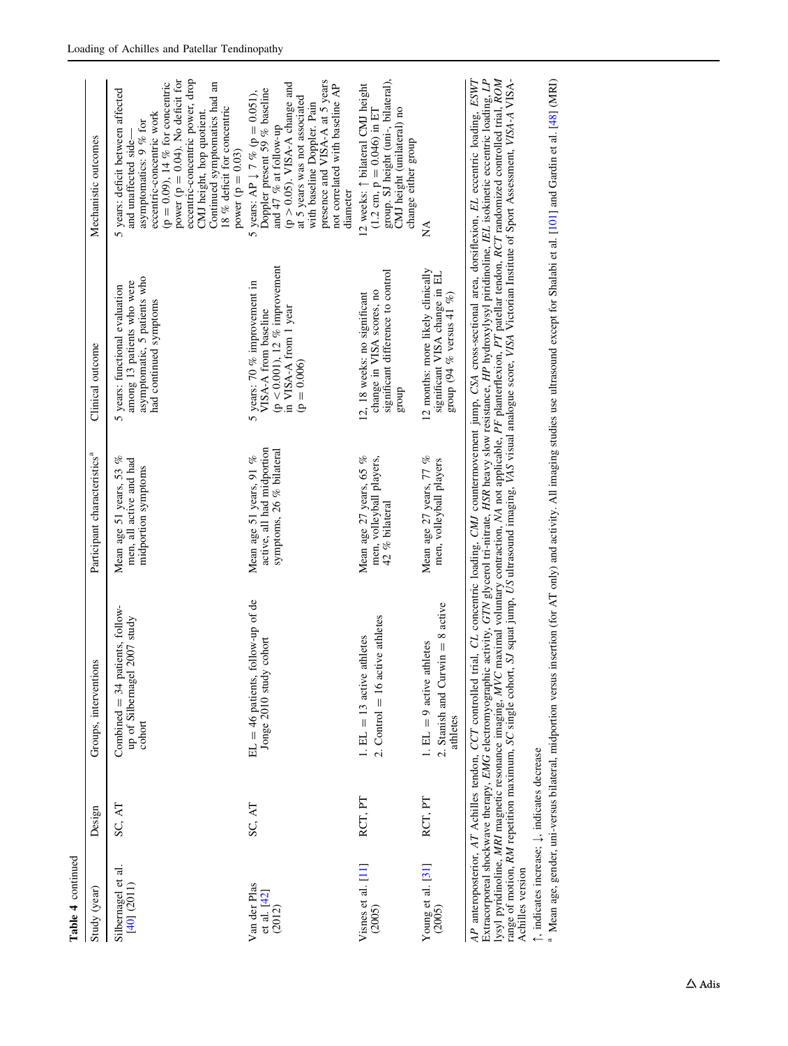**Table 4** continued

| Study (year) | Design | Groups, interventions | Participant characteristics[a] | Clinical outcome | Mechanistic outcomes |
|---|---|---|---|---|---|
| Silbernagel et al. [40] (2011) | SC, AT | Combined = 34 patients, follow-up of Silbernagel 2007 study cohort | Mean age 51 years, 53 % men, all active and had midportion symptoms | 5 years: functional evaluation among 13 patients who were asymptomatic, 5 patients who had continued symptoms | 5 years: deficit between affected and unaffected side—asymptomatics: 9 % for eccentric-concentric work ($p = 0.09$), 14 % for concentric power ($p = 0.04$). No deficit for eccentric-concentric power, drop CMJ height, hop quotient. Continued symptomatics had an 18 % deficit for concentric power ($p = 0.03$) |
| Van der Plas et al. [42] (2012) | SC, AT | EL = 46 patients, follow-up of de Jonge 2010 study cohort | Mean age 51 years, 91 % active, all had midportion symptoms, 26 % bilateral | 5 years: 70 % improvement in VISA-A from baseline ($p < 0.001$), 12 % improvement in VISA-A from 1 year ($p = 0.006$) | 5 years: AP ↓ 7 % ($p = 0.051$), Doppler present 59 % baseline and 47 % at follow-up ($p > 0.05$). VISA-A change and at 5 years was not associated with baseline Doppler. Pain presence and VISA-A at 5 years not correlated with baseline AP diameter |
| Visnes et al. [11] (2005) | RCT, PT | 1. EL = 13 active athletes<br>2. Control = 16 active athletes | Mean age 27 years, 65 % men, volleyball players, 42 % bilateral | 12, 18 weeks: no significant change in VISA scores, no significant difference to control group | 12 weeks: ↑ bilateral CMJ height (1.2 cm, $p = 0.046$) in ET group. SJ height (uni-, bilateral), CMJ height (unilateral) no change either group |
| Young et al. [31] (2005) | RCT, PT | 1. EL = 9 active athletes<br>2. Stanish and Curwin = 8 active athletes | Mean age 27 years, 77 % men, volleyball players | 12 months: more likely clinically significant VISA change in EL group (94 % versus 41 %) | NA |

*AP* anteroposterior, *AT* Achilles tendon, *CCT* controlled trial, *CL* concentric loading, *CMJ* countermovement jump, *CSA* cross-sectional area, dorsiflexion, *EL* eccentric loading, *ESWT* Extracorporeal shockwave therapy, *EMG* electromyographic activity, *GTN* glycerol tri-nitrate, *HSR* heavy slow resistance, *HP* hydroxylysyl piridinoline, *IEL* isokinetic eccentric loading, *LP* lysyl pyridinoline, *MRI* magnetic resonance imaging, *MVC* maximal voluntary contraction, *NA* not applicable, *PF* planterflexion, *PT* patellar tendon, *RCT* randomized controlled trial, *ROM* range of motion, *RM* repetition maximum, *SC* single cohort, *SJ* squat jump, *US* ultrasound imaging, *VAS* visual analogue score, *VISA* Victorian Institute of Sport Assessment, *VISA-A* VISA-Achilles version

↑, indicates increase; ↓, indicates decrease

[a] Mean age, gender, uni-versus bilateral, midportion versus insertion (for AT only) and activity. All imaging studies use ultrasound except for Shalabi et al. [101] and Gardin et al. [48] (MRI)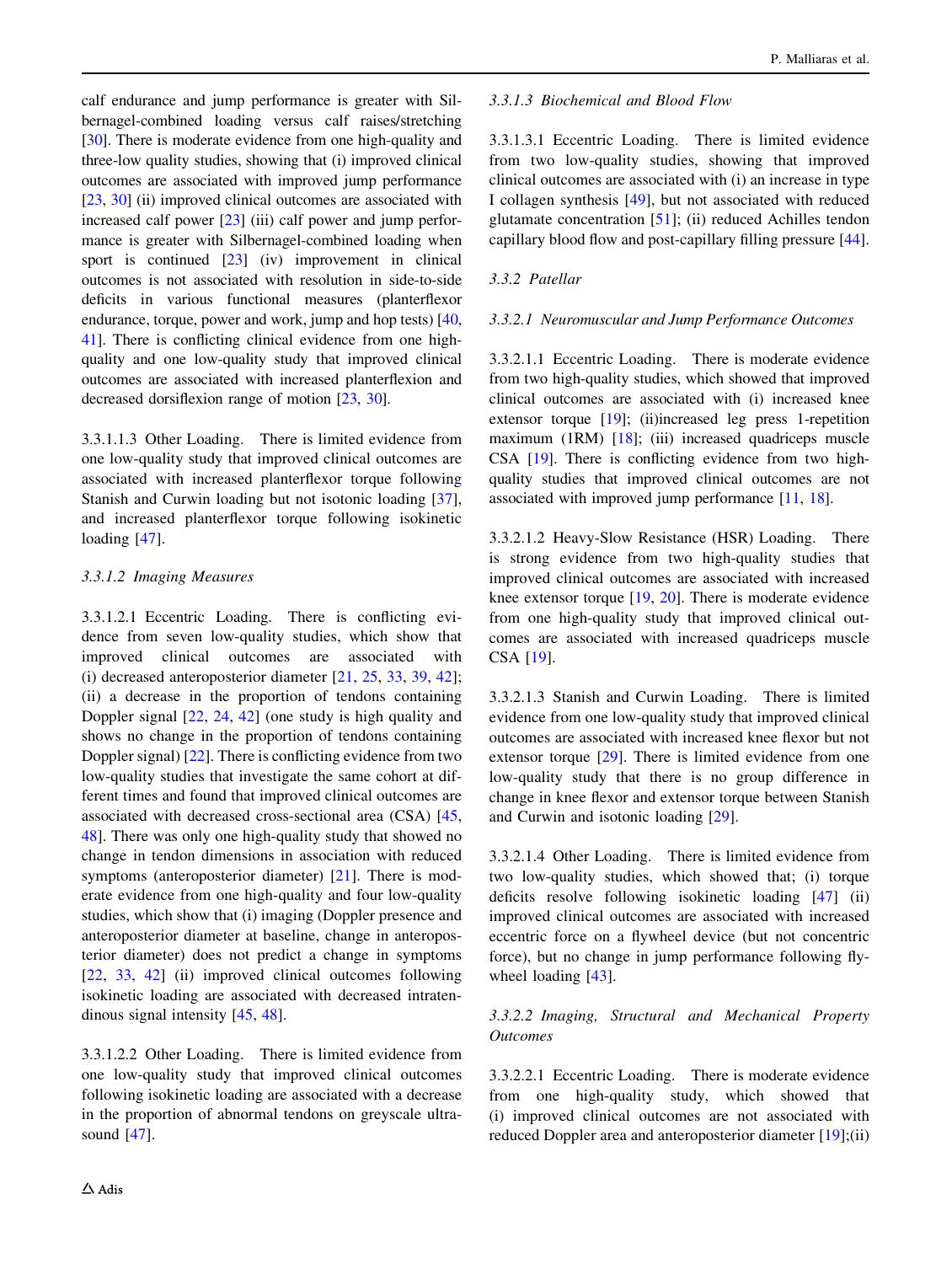calf endurance and jump performance is greater with Silbernagel-combined loading versus calf raises/stretching [30]. There is moderate evidence from one high-quality and three-low quality studies, showing that (i) improved clinical outcomes are associated with improved jump performance [23, 30] (ii) improved clinical outcomes are associated with increased calf power [23] (iii) calf power and jump performance is greater with Silbernagel-combined loading when sport is continued [23] (iv) improvement in clinical outcomes is not associated with resolution in side-to-side deficits in various functional measures (planterflexor endurance, torque, power and work, jump and hop tests) [40, 41]. There is conflicting clinical evidence from one high-quality and one low-quality study that improved clinical outcomes are associated with increased planterflexion and decreased dorsiflexion range of motion [23, 30].

3.3.1.1.3 Other Loading. There is limited evidence from one low-quality study that improved clinical outcomes are associated with increased planterflexor torque following Stanish and Curwin loading but not isotonic loading [37], and increased planterflexor torque following isokinetic loading [47].

#### 3.3.1.2 Imaging Measures

3.3.1.2.1 Eccentric Loading. There is conflicting evidence from seven low-quality studies, which show that improved clinical outcomes are associated with (i) decreased anteroposterior diameter [21, 25, 33, 39, 42]; (ii) a decrease in the proportion of tendons containing Doppler signal [22, 24, 42] (one study is high quality and shows no change in the proportion of tendons containing Doppler signal) [22]. There is conflicting evidence from two low-quality studies that investigate the same cohort at different times and found that improved clinical outcomes are associated with decreased cross-sectional area (CSA) [45, 48]. There was only one high-quality study that showed no change in tendon dimensions in association with reduced symptoms (anteroposterior diameter) [21]. There is moderate evidence from one high-quality and four low-quality studies, which show that (i) imaging (Doppler presence and anteroposterior diameter at baseline, change in anteroposterior diameter) does not predict a change in symptoms [22, 33, 42] (ii) improved clinical outcomes following isokinetic loading are associated with decreased intratendinous signal intensity [45, 48].

3.3.1.2.2 Other Loading. There is limited evidence from one low-quality study that improved clinical outcomes following isokinetic loading are associated with a decrease in the proportion of abnormal tendons on greyscale ultrasound [47].

#### 3.3.1.3 Biochemical and Blood Flow

3.3.1.3.1 Eccentric Loading. There is limited evidence from two low-quality studies, showing that improved clinical outcomes are associated with (i) an increase in type I collagen synthesis [49], but not associated with reduced glutamate concentration [51]; (ii) reduced Achilles tendon capillary blood flow and post-capillary filling pressure [44].

### 3.3.2 Patellar

#### 3.3.2.1 Neuromuscular and Jump Performance Outcomes

3.3.2.1.1 Eccentric Loading. There is moderate evidence from two high-quality studies, which showed that improved clinical outcomes are associated with (i) increased knee extensor torque [19]; (ii)increased leg press 1-repetition maximum (1RM) [18]; (iii) increased quadriceps muscle CSA [19]. There is conflicting evidence from two high-quality studies that improved clinical outcomes are not associated with improved jump performance [11, 18].

3.3.2.1.2 Heavy-Slow Resistance (HSR) Loading. There is strong evidence from two high-quality studies that improved clinical outcomes are associated with increased knee extensor torque [19, 20]. There is moderate evidence from one high-quality study that improved clinical outcomes are associated with increased quadriceps muscle CSA [19].

3.3.2.1.3 Stanish and Curwin Loading. There is limited evidence from one low-quality study that improved clinical outcomes are associated with increased knee flexor but not extensor torque [29]. There is limited evidence from one low-quality study that there is no group difference in change in knee flexor and extensor torque between Stanish and Curwin and isotonic loading [29].

3.3.2.1.4 Other Loading. There is limited evidence from two low-quality studies, which showed that; (i) torque deficits resolve following isokinetic loading [47] (ii) improved clinical outcomes are associated with increased eccentric force on a flywheel device (but not concentric force), but no change in jump performance following flywheel loading [43].

#### 3.3.2.2 Imaging, Structural and Mechanical Property Outcomes

3.3.2.2.1 Eccentric Loading. There is moderate evidence from one high-quality study, which showed that (i) improved clinical outcomes are not associated with reduced Doppler area and anteroposterior diameter [19];(ii)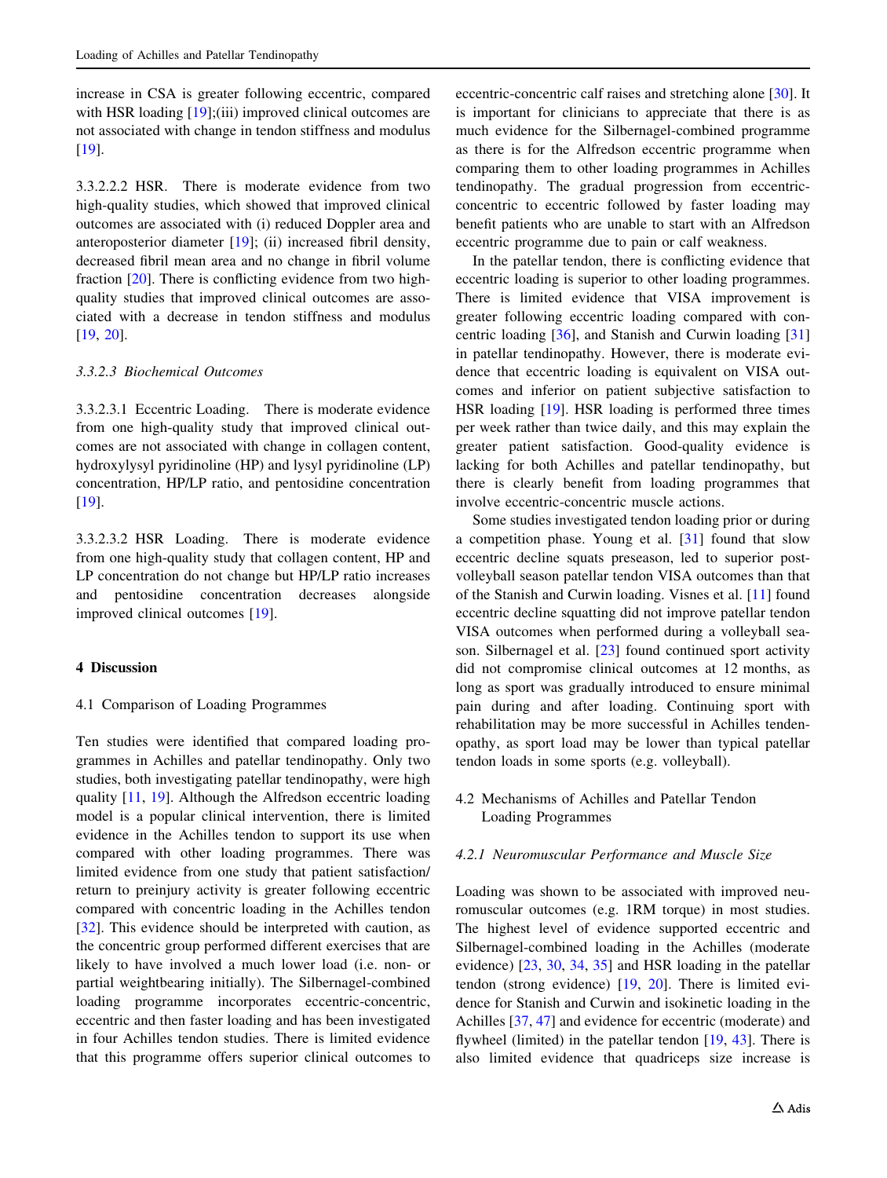increase in CSA is greater following eccentric, compared with HSR loading [19];(iii) improved clinical outcomes are not associated with change in tendon stiffness and modulus [19].

3.3.2.2.2 HSR. There is moderate evidence from two high-quality studies, which showed that improved clinical outcomes are associated with (i) reduced Doppler area and anteroposterior diameter [19]; (ii) increased fibril density, decreased fibril mean area and no change in fibril volume fraction [20]. There is conflicting evidence from two high-quality studies that improved clinical outcomes are associated with a decrease in tendon stiffness and modulus [19, 20].

#### 3.3.2.3 Biochemical Outcomes

3.3.2.3.1 Eccentric Loading. There is moderate evidence from one high-quality study that improved clinical outcomes are not associated with change in collagen content, hydroxylysyl pyridinoline (HP) and lysyl pyridinoline (LP) concentration, HP/LP ratio, and pentosidine concentration [19].

3.3.2.3.2 HSR Loading. There is moderate evidence from one high-quality study that collagen content, HP and LP concentration do not change but HP/LP ratio increases and pentosidine concentration decreases alongside improved clinical outcomes [19].

## 4 Discussion

### 4.1 Comparison of Loading Programmes

Ten studies were identified that compared loading programmes in Achilles and patellar tendinopathy. Only two studies, both investigating patellar tendinopathy, were high quality [11, 19]. Although the Alfredson eccentric loading model is a popular clinical intervention, there is limited evidence in the Achilles tendon to support its use when compared with other loading programmes. There was limited evidence from one study that patient satisfaction/return to preinjury activity is greater following eccentric compared with concentric loading in the Achilles tendon [32]. This evidence should be interpreted with caution, as the concentric group performed different exercises that are likely to have involved a much lower load (i.e. non- or partial weightbearing initially). The Silbernagel-combined loading programme incorporates eccentric-concentric, eccentric and then faster loading and has been investigated in four Achilles tendon studies. There is limited evidence that this programme offers superior clinical outcomes to eccentric-concentric calf raises and stretching alone [30]. It is important for clinicians to appreciate that there is as much evidence for the Silbernagel-combined programme as there is for the Alfredson eccentric programme when comparing them to other loading programmes in Achilles tendinopathy. The gradual progression from eccentric-concentric to eccentric followed by faster loading may benefit patients who are unable to start with an Alfredson eccentric programme due to pain or calf weakness.

In the patellar tendon, there is conflicting evidence that eccentric loading is superior to other loading programmes. There is limited evidence that VISA improvement is greater following eccentric loading compared with concentric loading [36], and Stanish and Curwin loading [31] in patellar tendinopathy. However, there is moderate evidence that eccentric loading is equivalent on VISA outcomes and inferior on patient subjective satisfaction to HSR loading [19]. HSR loading is performed three times per week rather than twice daily, and this may explain the greater patient satisfaction. Good-quality evidence is lacking for both Achilles and patellar tendinopathy, but there is clearly benefit from loading programmes that involve eccentric-concentric muscle actions.

Some studies investigated tendon loading prior or during a competition phase. Young et al. [31] found that slow eccentric decline squats preseason, led to superior post-volleyball season patellar tendon VISA outcomes than that of the Stanish and Curwin loading. Visnes et al. [11] found eccentric decline squatting did not improve patellar tendon VISA outcomes when performed during a volleyball season. Silbernagel et al. [23] found continued sport activity did not compromise clinical outcomes at 12 months, as long as sport was gradually introduced to ensure minimal pain during and after loading. Continuing sport with rehabilitation may be more successful in Achilles tendinopathy, as sport load may be lower than typical patellar tendon loads in some sports (e.g. volleyball).

### 4.2 Mechanisms of Achilles and Patellar Tendon Loading Programmes

#### 4.2.1 Neuromuscular Performance and Muscle Size

Loading was shown to be associated with improved neuromuscular outcomes (e.g. 1RM torque) in most studies. The highest level of evidence supported eccentric and Silbernagel-combined loading in the Achilles (moderate evidence) [23, 30, 34, 35] and HSR loading in the patellar tendon (strong evidence) [19, 20]. There is limited evidence for Stanish and Curwin and isokinetic loading in the Achilles [37, 47] and evidence for eccentric (moderate) and flywheel (limited) in the patellar tendon [19, 43]. There is also limited evidence that quadriceps size increase is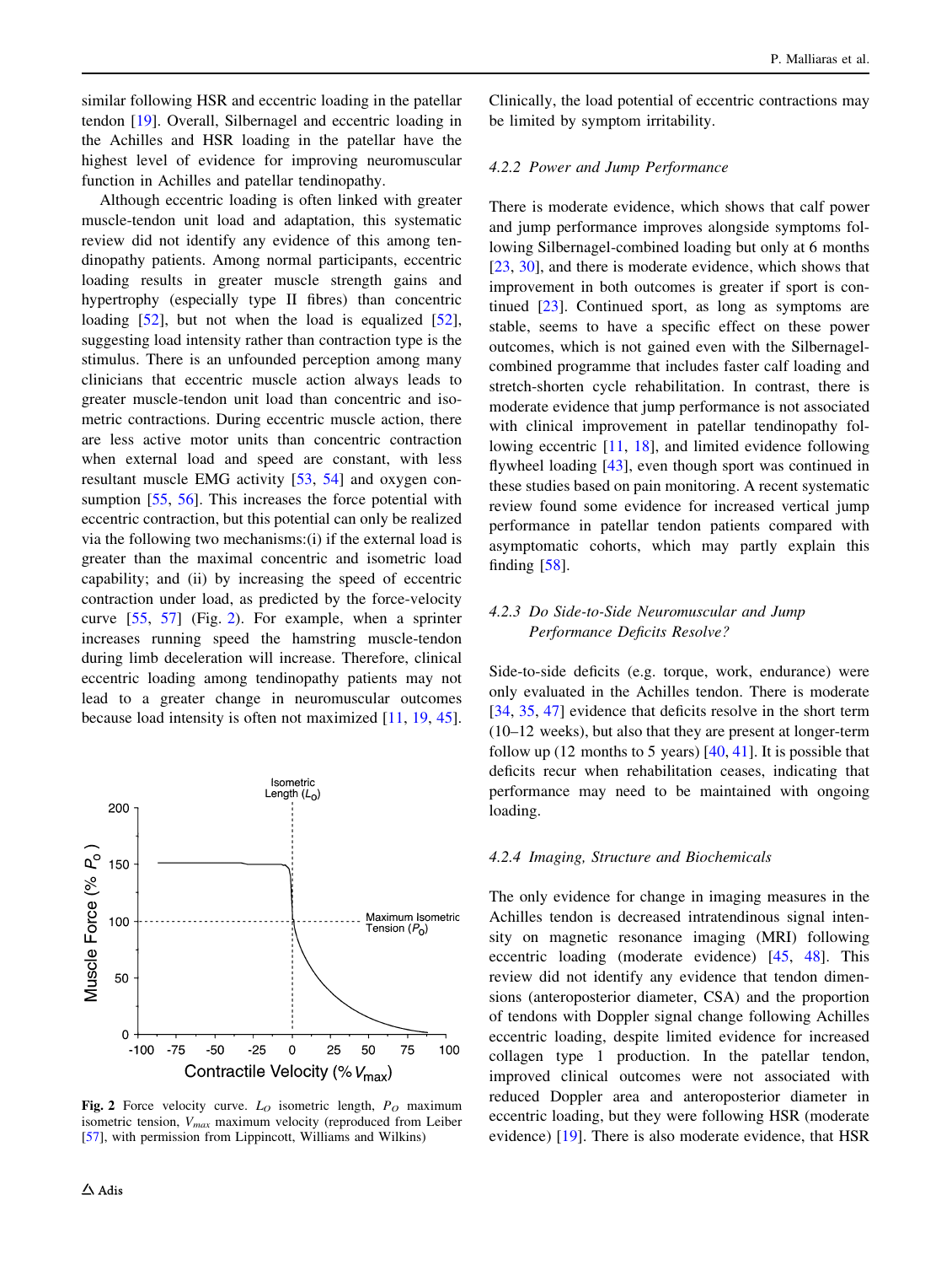similar following HSR and eccentric loading in the patellar tendon [19]. Overall, Silbernagel and eccentric loading in the Achilles and HSR loading in the patellar have the highest level of evidence for improving neuromuscular function in Achilles and patellar tendinopathy.

Although eccentric loading is often linked with greater muscle-tendon unit load and adaptation, this systematic review did not identify any evidence of this among tendinopathy patients. Among normal participants, eccentric loading results in greater muscle strength gains and hypertrophy (especially type II fibres) than concentric loading [52], but not when the load is equalized [52], suggesting load intensity rather than contraction type is the stimulus. There is an unfounded perception among many clinicians that eccentric muscle action always leads to greater muscle-tendon unit load than concentric and isometric contractions. During eccentric muscle action, there are less active motor units than concentric contraction when external load and speed are constant, with less resultant muscle EMG activity [53, 54] and oxygen consumption [55, 56]. This increases the force potential with eccentric contraction, but this potential can only be realized via the following two mechanisms:(i) if the external load is greater than the maximal concentric and isometric load capability; and (ii) by increasing the speed of eccentric contraction under load, as predicted by the force-velocity curve [55, 57] (Fig. 2). For example, when a sprinter increases running speed the hamstring muscle-tendon during limb deceleration will increase. Therefore, clinical eccentric loading among tendinopathy patients may not lead to a greater change in neuromuscular outcomes because load intensity is often not maximized [11, 19, 45].

**Fig. 2** Force velocity curve. $L_O$ isometric length, $P_O$ maximum isometric tension, $V_{max}$ maximum velocity (reproduced from Leiber [57], with permission from Lippincott, Williams and Wilkins)

Clinically, the load potential of eccentric contractions may be limited by symptom irritability.

#### *4.2.2 Power and Jump Performance*

There is moderate evidence, which shows that calf power and jump performance improves alongside symptoms following Silbernagel-combined loading but only at 6 months [23, 30], and there is moderate evidence, which shows that improvement in both outcomes is greater if sport is continued [23]. Continued sport, as long as symptoms are stable, seems to have a specific effect on these power outcomes, which is not gained even with the Silbernagel-combined programme that includes faster calf loading and stretch-shorten cycle rehabilitation. In contrast, there is moderate evidence that jump performance is not associated with clinical improvement in patellar tendinopathy following eccentric [11, 18], and limited evidence following flywheel loading [43], even though sport was continued in these studies based on pain monitoring. A recent systematic review found some evidence for increased vertical jump performance in patellar tendon patients compared with asymptomatic cohorts, which may partly explain this finding [58].

#### *4.2.3 Do Side-to-Side Neuromuscular and Jump Performance Deficits Resolve?*

Side-to-side deficits (e.g. torque, work, endurance) were only evaluated in the Achilles tendon. There is moderate [34, 35, 47] evidence that deficits resolve in the short term (10–12 weeks), but also that they are present at longer-term follow up (12 months to 5 years) [40, 41]. It is possible that deficits recur when rehabilitation ceases, indicating that performance may need to be maintained with ongoing loading.

#### *4.2.4 Imaging, Structure and Biochemicals*

The only evidence for change in imaging measures in the Achilles tendon is decreased intratendinous signal intensity on magnetic resonance imaging (MRI) following eccentric loading (moderate evidence) [45, 48]. This review did not identify any evidence that tendon dimensions (anteroposterior diameter, CSA) and the proportion of tendons with Doppler signal change following Achilles eccentric loading, despite limited evidence for increased collagen type 1 production. In the patellar tendon, improved clinical outcomes were not associated with reduced Doppler area and anteroposterior diameter in eccentric loading, but they were following HSR (moderate evidence) [19]. There is also moderate evidence, that HSR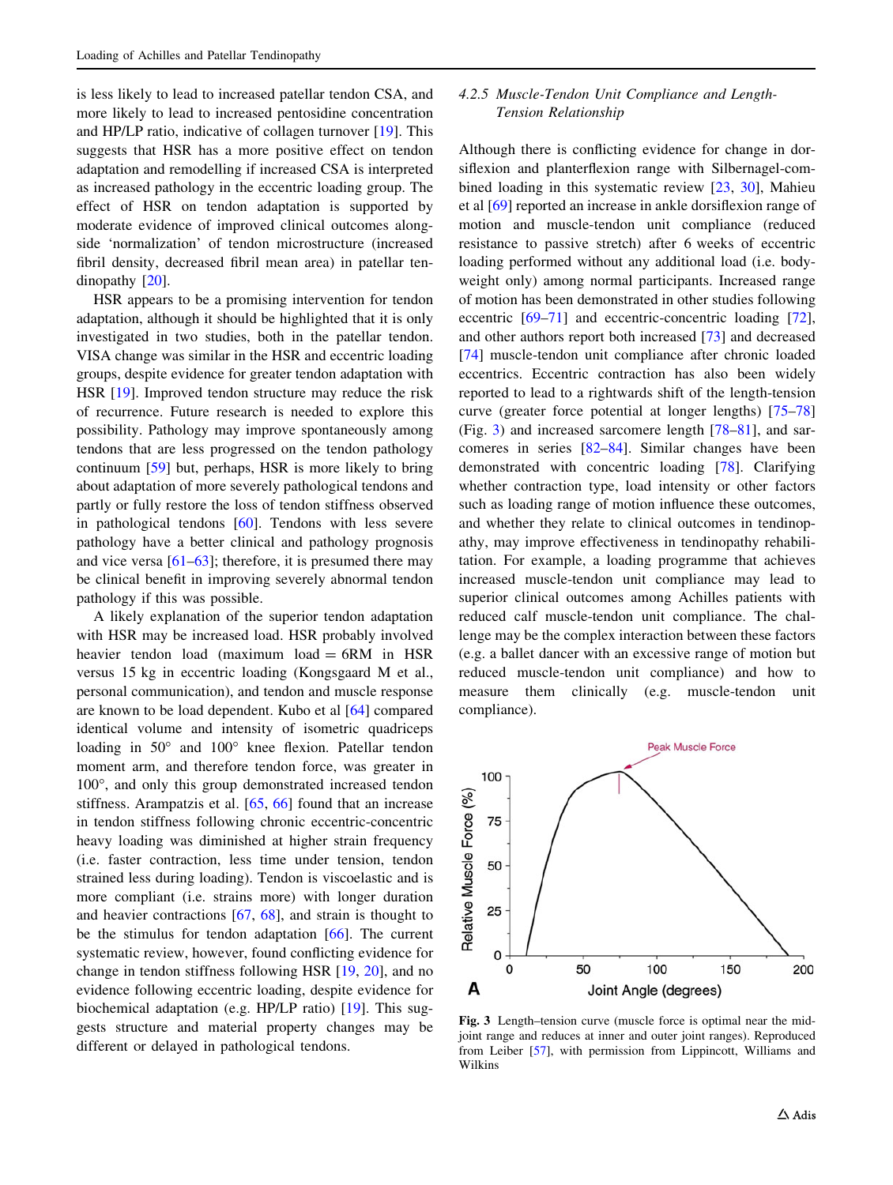is less likely to lead to increased patellar tendon CSA, and more likely to lead to increased pentosidine concentration and HP/LP ratio, indicative of collagen turnover [19]. This suggests that HSR has a more positive effect on tendon adaptation and remodelling if increased CSA is interpreted as increased pathology in the eccentric loading group. The effect of HSR on tendon adaptation is supported by moderate evidence of improved clinical outcomes alongside 'normalization' of tendon microstructure (increased fibril density, decreased fibril mean area) in patellar tendinopathy [20].

HSR appears to be a promising intervention for tendon adaptation, although it should be highlighted that it is only investigated in two studies, both in the patellar tendon. VISA change was similar in the HSR and eccentric loading groups, despite evidence for greater tendon adaptation with HSR [19]. Improved tendon structure may reduce the risk of recurrence. Future research is needed to explore this possibility. Pathology may improve spontaneously among tendons that are less progressed on the tendon pathology continuum [59] but, perhaps, HSR is more likely to bring about adaptation of more severely pathological tendons and partly or fully restore the loss of tendon stiffness observed in pathological tendons [60]. Tendons with less severe pathology have a better clinical and pathology prognosis and vice versa [61–63]; therefore, it is presumed there may be clinical benefit in improving severely abnormal tendon pathology if this was possible.

A likely explanation of the superior tendon adaptation with HSR may be increased load. HSR probably involved heavier tendon load (maximum load = 6RM in HSR versus 15 kg in eccentric loading (Kongsgaard M et al., personal communication), and tendon and muscle response are known to be load dependent. Kubo et al [64] compared identical volume and intensity of isometric quadriceps loading in 50° and 100° knee flexion. Patellar tendon moment arm, and therefore tendon force, was greater in 100°, and only this group demonstrated increased tendon stiffness. Arampatzis et al. [65, 66] found that an increase in tendon stiffness following chronic eccentric-concentric heavy loading was diminished at higher strain frequency (i.e. faster contraction, less time under tension, tendon strained less during loading). Tendon is viscoelastic and is more compliant (i.e. strains more) with longer duration and heavier contractions [67, 68], and strain is thought to be the stimulus for tendon adaptation [66]. The current systematic review, however, found conflicting evidence for change in tendon stiffness following HSR [19, 20], and no evidence following eccentric loading, despite evidence for biochemical adaptation (e.g. HP/LP ratio) [19]. This suggests structure and material property changes may be different or delayed in pathological tendons.

#### *4.2.5 Muscle-Tendon Unit Compliance and Length-Tension Relationship*

Although there is conflicting evidence for change in dorsiflexion and planterflexion range with Silbernagel-combined loading in this systematic review [23, 30], Mahieu et al [69] reported an increase in ankle dorsiflexion range of motion and muscle-tendon unit compliance (reduced resistance to passive stretch) after 6 weeks of eccentric loading performed without any additional load (i.e. bodyweight only) among normal participants. Increased range of motion has been demonstrated in other studies following eccentric [69–71] and eccentric-concentric loading [72], and other authors report both increased [73] and decreased [74] muscle-tendon unit compliance after chronic loaded eccentrics. Eccentric contraction has also been widely reported to lead to a rightwards shift of the length-tension curve (greater force potential at longer lengths) [75–78] (Fig. 3) and increased sarcomere length [78–81], and sarcomeres in series [82–84]. Similar changes have been demonstrated with concentric loading [78]. Clarifying whether contraction type, load intensity or other factors such as loading range of motion influence these outcomes, and whether they relate to clinical outcomes in tendinopathy, may improve effectiveness in tendinopathy rehabilitation. For example, a loading programme that achieves increased muscle-tendon unit compliance may lead to superior clinical outcomes among Achilles patients with reduced calf muscle-tendon unit compliance. The challenge may be the complex interaction between these factors (e.g. a ballet dancer with an excessive range of motion but reduced muscle-tendon unit compliance) and how to measure them clinically (e.g. muscle-tendon unit compliance).

**Fig. 3** Length–tension curve (muscle force is optimal near the mid-joint range and reduces at inner and outer joint ranges). Reproduced from Leiber [57], with permission from Lippincott, Williams and Wilkins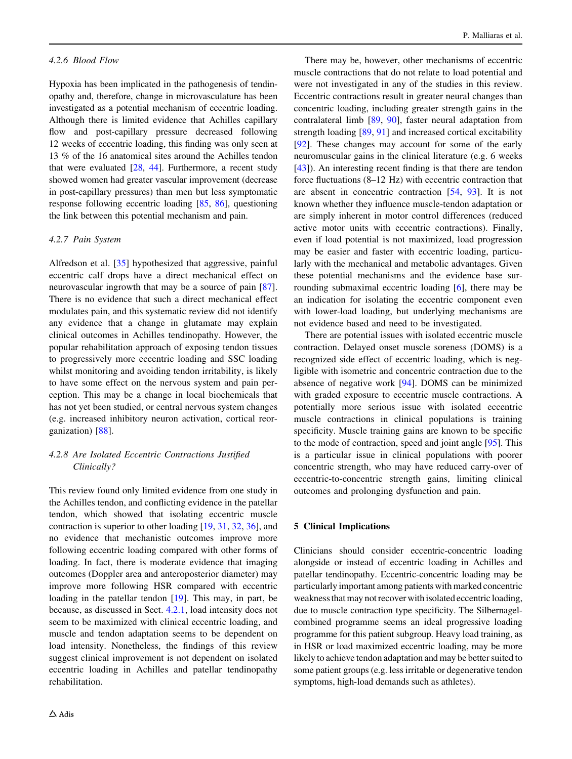#### 4.2.6 Blood Flow

Hypoxia has been implicated in the pathogenesis of tendinopathy and, therefore, change in microvasculature has been investigated as a potential mechanism of eccentric loading. Although there is limited evidence that Achilles capillary flow and post-capillary pressure decreased following 12 weeks of eccentric loading, this finding was only seen at 13 % of the 16 anatomical sites around the Achilles tendon that were evaluated [28, 44]. Furthermore, a recent study showed women had greater vascular improvement (decrease in post-capillary pressures) than men but less symptomatic response following eccentric loading [85, 86], questioning the link between this potential mechanism and pain.

#### 4.2.7 Pain System

Alfredson et al. [35] hypothesized that aggressive, painful eccentric calf drops have a direct mechanical effect on neurovascular ingrowth that may be a source of pain [87]. There is no evidence that such a direct mechanical effect modulates pain, and this systematic review did not identify any evidence that a change in glutamate may explain clinical outcomes in Achilles tendinopathy. However, the popular rehabilitation approach of exposing tendon tissues to progressively more eccentric loading and SSC loading whilst monitoring and avoiding tendon irritability, is likely to have some effect on the nervous system and pain perception. This may be a change in local biochemicals that has not yet been studied, or central nervous system changes (e.g. increased inhibitory neuron activation, cortical reorganization) [88].

#### 4.2.8 Are Isolated Eccentric Contractions Justified Clinically?

This review found only limited evidence from one study in the Achilles tendon, and conflicting evidence in the patellar tendon, which showed that isolating eccentric muscle contraction is superior to other loading [19, 31, 32, 36], and no evidence that mechanistic outcomes improve more following eccentric loading compared with other forms of loading. In fact, there is moderate evidence that imaging outcomes (Doppler area and anteroposterior diameter) may improve more following HSR compared with eccentric loading in the patellar tendon [19]. This may, in part, be because, as discussed in Sect. 4.2.1, load intensity does not seem to be maximized with clinical eccentric loading, and muscle and tendon adaptation seems to be dependent on load intensity. Nonetheless, the findings of this review suggest clinical improvement is not dependent on isolated eccentric loading in Achilles and patellar tendinopathy rehabilitation.

There may be, however, other mechanisms of eccentric muscle contractions that do not relate to load potential and were not investigated in any of the studies in this review. Eccentric contractions result in greater neural changes than concentric loading, including greater strength gains in the contralateral limb [89, 90], faster neural adaptation from strength loading [89, 91] and increased cortical excitability [92]. These changes may account for some of the early neuromuscular gains in the clinical literature (e.g. 6 weeks [43]). An interesting recent finding is that there are tendon force fluctuations (8–12 Hz) with eccentric contraction that are absent in concentric contraction [54, 93]. It is not known whether they influence muscle-tendon adaptation or are simply inherent in motor control differences (reduced active motor units with eccentric contractions). Finally, even if load potential is not maximized, load progression may be easier and faster with eccentric loading, particularly with the mechanical and metabolic advantages. Given these potential mechanisms and the evidence base surrounding submaximal eccentric loading [6], there may be an indication for isolating the eccentric component even with lower-load loading, but underlying mechanisms are not evidence based and need to be investigated.

There are potential issues with isolated eccentric muscle contraction. Delayed onset muscle soreness (DOMS) is a recognized side effect of eccentric loading, which is negligible with isometric and concentric contraction due to the absence of negative work [94]. DOMS can be minimized with graded exposure to eccentric muscle contractions. A potentially more serious issue with isolated eccentric muscle contractions in clinical populations is training specificity. Muscle training gains are known to be specific to the mode of contraction, speed and joint angle [95]. This is a particular issue in clinical populations with poorer concentric strength, who may have reduced carry-over of eccentric-to-concentric strength gains, limiting clinical outcomes and prolonging dysfunction and pain.

## 5 Clinical Implications

Clinicians should consider eccentric-concentric loading alongside or instead of eccentric loading in Achilles and patellar tendinopathy. Eccentric-concentric loading may be particularly important among patients with marked concentric weakness that may not recover with isolated eccentric loading, due to muscle contraction type specificity. The Silbernagel-combined programme seems an ideal progressive loading programme for this patient subgroup. Heavy load training, as in HSR or load maximized eccentric loading, may be more likely to achieve tendon adaptation and may be better suited to some patient groups (e.g. less irritable or degenerative tendon symptoms, high-load demands such as athletes).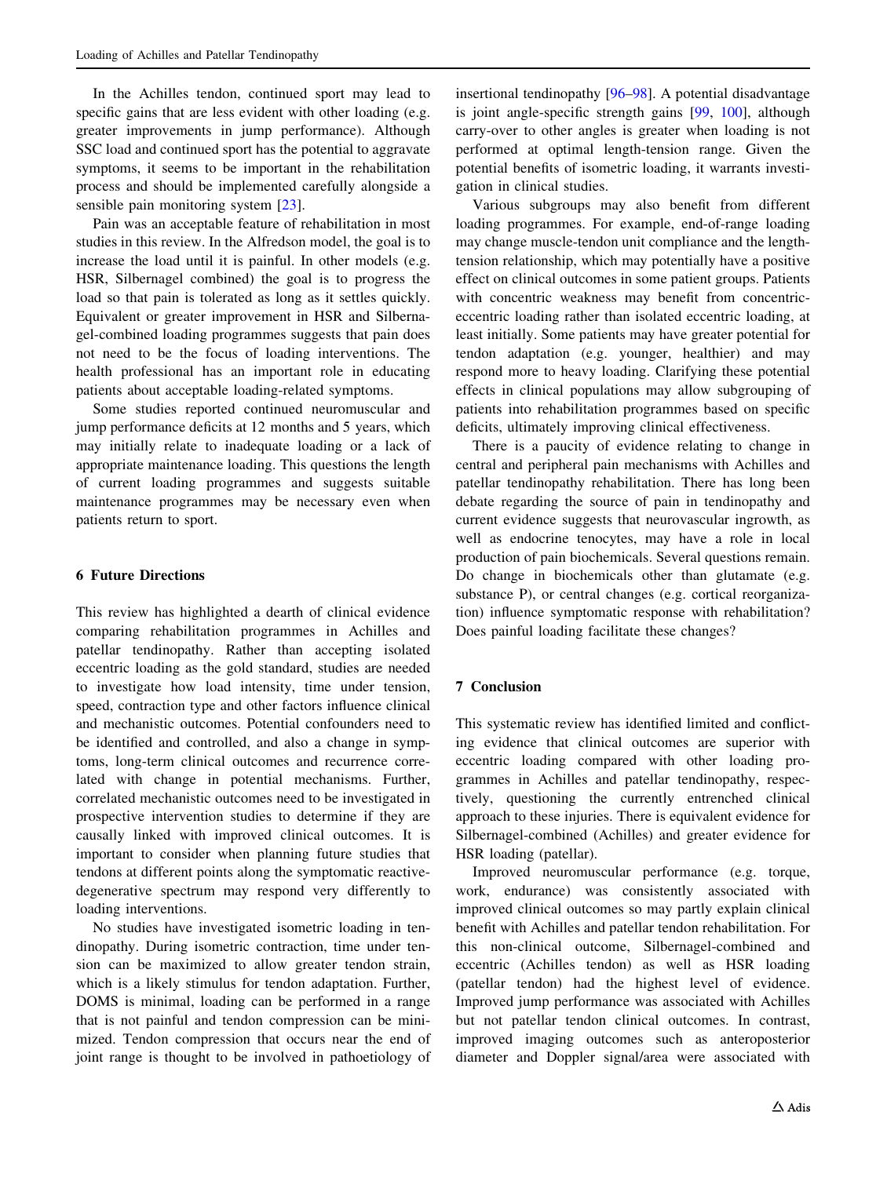In the Achilles tendon, continued sport may lead to specific gains that are less evident with other loading (e.g. greater improvements in jump performance). Although SSC load and continued sport has the potential to aggravate symptoms, it seems to be important in the rehabilitation process and should be implemented carefully alongside a sensible pain monitoring system [23].

Pain was an acceptable feature of rehabilitation in most studies in this review. In the Alfredson model, the goal is to increase the load until it is painful. In other models (e.g. HSR, Silbernagel combined) the goal is to progress the load so that pain is tolerated as long as it settles quickly. Equivalent or greater improvement in HSR and Silbernagel-combined loading programmes suggests that pain does not need to be the focus of loading interventions. The health professional has an important role in educating patients about acceptable loading-related symptoms.

Some studies reported continued neuromuscular and jump performance deficits at 12 months and 5 years, which may initially relate to inadequate loading or a lack of appropriate maintenance loading. This questions the length of current loading programmes and suggests suitable maintenance programmes may be necessary even when patients return to sport.

## 6 Future Directions

This review has highlighted a dearth of clinical evidence comparing rehabilitation programmes in Achilles and patellar tendinopathy. Rather than accepting isolated eccentric loading as the gold standard, studies are needed to investigate how load intensity, time under tension, speed, contraction type and other factors influence clinical and mechanistic outcomes. Potential confounders need to be identified and controlled, and also a change in symptoms, long-term clinical outcomes and recurrence correlated with change in potential mechanisms. Further, correlated mechanistic outcomes need to be investigated in prospective intervention studies to determine if they are causally linked with improved clinical outcomes. It is important to consider when planning future studies that tendons at different points along the symptomatic reactive-degenerative spectrum may respond very differently to loading interventions.

No studies have investigated isometric loading in tendinopathy. During isometric contraction, time under tension can be maximized to allow greater tendon strain, which is a likely stimulus for tendon adaptation. Further, DOMS is minimal, loading can be performed in a range that is not painful and tendon compression can be minimized. Tendon compression that occurs near the end of joint range is thought to be involved in pathoetiology of insertional tendinopathy [96–98]. A potential disadvantage is joint angle-specific strength gains [99, 100], although carry-over to other angles is greater when loading is not performed at optimal length-tension range. Given the potential benefits of isometric loading, it warrants investigation in clinical studies.

Various subgroups may also benefit from different loading programmes. For example, end-of-range loading may change muscle-tendon unit compliance and the length-tension relationship, which may potentially have a positive effect on clinical outcomes in some patient groups. Patients with concentric weakness may benefit from concentric-eccentric loading rather than isolated eccentric loading, at least initially. Some patients may have greater potential for tendon adaptation (e.g. younger, healthier) and may respond more to heavy loading. Clarifying these potential effects in clinical populations may allow subgrouping of patients into rehabilitation programmes based on specific deficits, ultimately improving clinical effectiveness.

There is a paucity of evidence relating to change in central and peripheral pain mechanisms with Achilles and patellar tendinopathy rehabilitation. There has long been debate regarding the source of pain in tendinopathy and current evidence suggests that neurovascular ingrowth, as well as endocrine tenocytes, may have a role in local production of pain biochemicals. Several questions remain. Do change in biochemicals other than glutamate (e.g. substance P), or central changes (e.g. cortical reorganization) influence symptomatic response with rehabilitation? Does painful loading facilitate these changes?

## 7 Conclusion

This systematic review has identified limited and conflicting evidence that clinical outcomes are superior with eccentric loading compared with other loading programmes in Achilles and patellar tendinopathy, respectively, questioning the currently entrenched clinical approach to these injuries. There is equivalent evidence for Silbernagel-combined (Achilles) and greater evidence for HSR loading (patellar).

Improved neuromuscular performance (e.g. torque, work, endurance) was consistently associated with improved clinical outcomes so may partly explain clinical benefit with Achilles and patellar tendon rehabilitation. For this non-clinical outcome, Silbernagel-combined and eccentric (Achilles tendon) as well as HSR loading (patellar tendon) had the highest level of evidence. Improved jump performance was associated with Achilles but not patellar tendon clinical outcomes. In contrast, improved imaging outcomes such as anteroposterior diameter and Doppler signal/area were associated with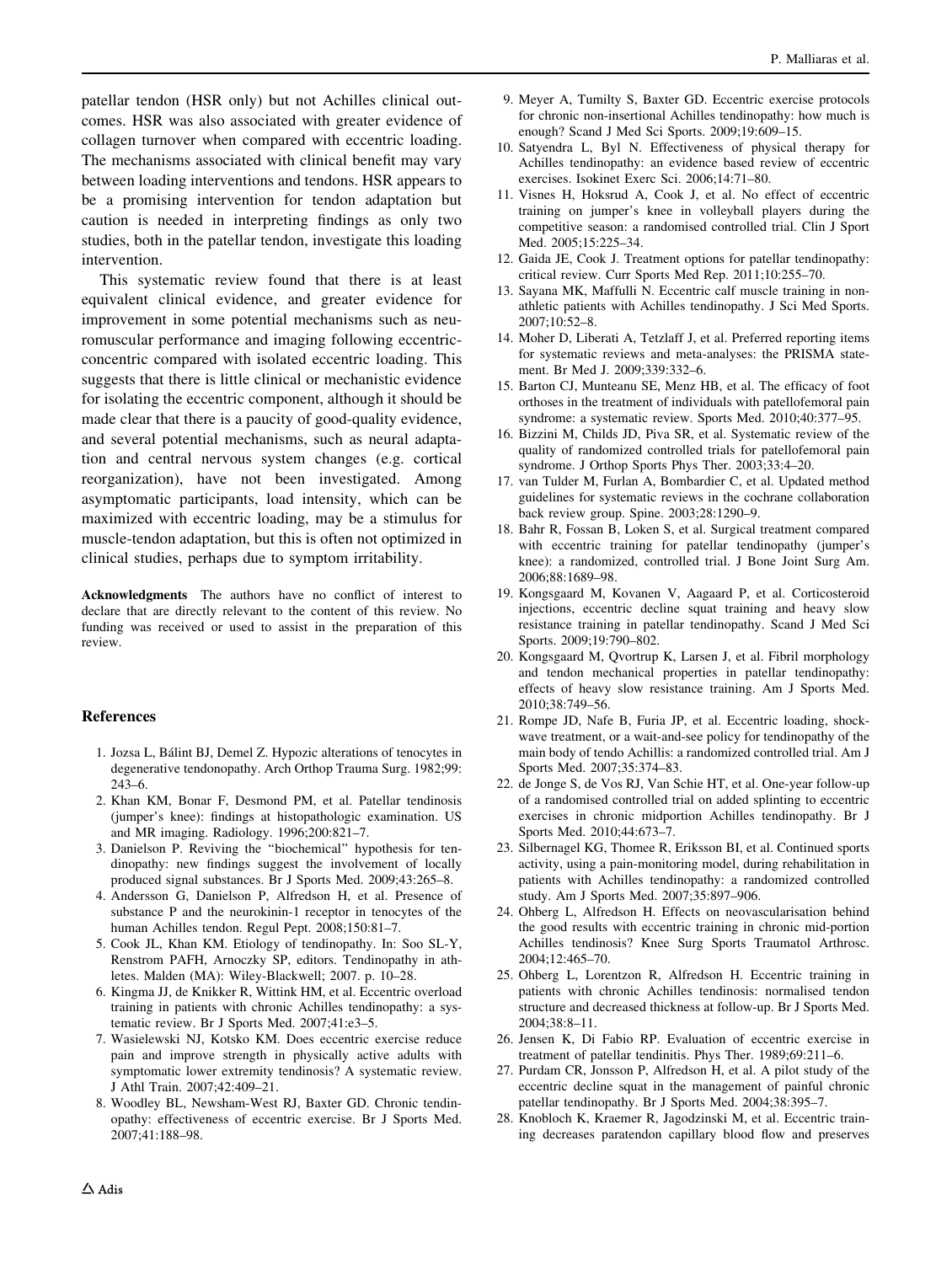patellar tendon (HSR only) but not Achilles clinical outcomes. HSR was also associated with greater evidence of collagen turnover when compared with eccentric loading. The mechanisms associated with clinical benefit may vary between loading interventions and tendons. HSR appears to be a promising intervention for tendon adaptation but caution is needed in interpreting findings as only two studies, both in the patellar tendon, investigate this loading intervention.

This systematic review found that there is at least equivalent clinical evidence, and greater evidence for improvement in some potential mechanisms such as neuromuscular performance and imaging following eccentric-concentric compared with isolated eccentric loading. This suggests that there is little clinical or mechanistic evidence for isolating the eccentric component, although it should be made clear that there is a paucity of good-quality evidence, and several potential mechanisms, such as neural adaptation and central nervous system changes (e.g. cortical reorganization), have not been investigated. Among asymptomatic participants, load intensity, which can be maximized with eccentric loading, may be a stimulus for muscle-tendon adaptation, but this is often not optimized in clinical studies, perhaps due to symptom irritability.

**Acknowledgments** The authors have no conflict of interest to declare that are directly relevant to the content of this review. No funding was received or used to assist in the preparation of this review.

## References

1. Jozsa L, Bálint BJ, Demel Z. Hypozic alterations of tenocytes in degenerative tendonopathy. Arch Orthop Trauma Surg. 1982;99:243–6.
2. Khan KM, Bonar F, Desmond PM, et al. Patellar tendinosis (jumper's knee): findings at histopathologic examination. US and MR imaging. Radiology. 1996;200:821–7.
3. Danielson P. Reviving the "biochemical" hypothesis for tendinopathy: new findings suggest the involvement of locally produced signal substances. Br J Sports Med. 2009;43:265–8.
4. Andersson G, Danielson P, Alfredson H, et al. Presence of substance P and the neurokinin-1 receptor in tenocytes of the human Achilles tendon. Regul Pept. 2008;150:81–7.
5. Cook JL, Khan KM. Etiology of tendinopathy. In: Soo SL-Y, Renstrom PAFH, Arnoczky SP, editors. Tendinopathy in athletes. Malden (MA): Wiley-Blackwell; 2007. p. 10–28.
6. Kingma JJ, de Knikker R, Wittink HM, et al. Eccentric overload training in patients with chronic Achilles tendinopathy: a systematic review. Br J Sports Med. 2007;41:e3–5.
7. Wasielewski NJ, Kotsko KM. Does eccentric exercise reduce pain and improve strength in physically active adults with symptomatic lower extremity tendinosis? A systematic review. J Athl Train. 2007;42:409–21.
8. Woodley BL, Newsham-West RJ, Baxter GD. Chronic tendinopathy: effectiveness of eccentric exercise. Br J Sports Med. 2007;41:188–98.
9. Meyer A, Tumilty S, Baxter GD. Eccentric exercise protocols for chronic non-insertional Achilles tendinopathy: how much is enough? Scand J Med Sci Sports. 2009;19:609–15.
10. Satyendra L, Byl N. Effectiveness of physical therapy for Achilles tendinopathy: an evidence based review of eccentric exercises. Isokinet Exerc Sci. 2006;14:71–80.
11. Visnes H, Hoksrud A, Cook J, et al. No effect of eccentric training on jumper's knee in volleyball players during the competitive season: a randomised controlled trial. Clin J Sport Med. 2005;15:225–34.
12. Gaida JE, Cook J. Treatment options for patellar tendinopathy: critical review. Curr Sports Med Rep. 2011;10:255–70.
13. Sayana MK, Maffulli N. Eccentric calf muscle training in non-athletic patients with Achilles tendinopathy. J Sci Med Sports. 2007;10:52–8.
14. Moher D, Liberati A, Tetzlaff J, et al. Preferred reporting items for systematic reviews and meta-analyses: the PRISMA statement. Br Med J. 2009;339:332–6.
15. Barton CJ, Munteanu SE, Menz HB, et al. The efficacy of foot orthoses in the treatment of individuals with patellofemoral pain syndrome: a systematic review. Sports Med. 2010;40:377–95.
16. Bizzini M, Childs JD, Piva SR, et al. Systematic review of the quality of randomized controlled trials for patellofemoral pain syndrome. J Orthop Sports Phys Ther. 2003;33:4–20.
17. van Tulder M, Furlan A, Bombardier C, et al. Updated method guidelines for systematic reviews in the cochrane collaboration back review group. Spine. 2003;28:1290–9.
18. Bahr R, Fossan B, Loken S, et al. Surgical treatment compared with eccentric training for patellar tendinopathy (jumper's knee): a randomized, controlled trial. J Bone Joint Surg Am. 2006;88:1689–98.
19. Kongsgaard M, Kovanen V, Aagaard P, et al. Corticosteroid injections, eccentric decline squat training and heavy slow resistance training in patellar tendinopathy. Scand J Med Sci Sports. 2009;19:790–802.
20. Kongsgaard M, Qvortrup K, Larsen J, et al. Fibril morphology and tendon mechanical properties in patellar tendinopathy: effects of heavy slow resistance training. Am J Sports Med. 2010;38:749–56.
21. Rompe JD, Nafe B, Furia JP, et al. Eccentric loading, shock-wave treatment, or a wait-and-see policy for tendinopathy of the main body of tendo Achillis: a randomized controlled trial. Am J Sports Med. 2007;35:374–83.
22. de Jonge S, de Vos RJ, Van Schie HT, et al. One-year follow-up of a randomised controlled trial on added splinting to eccentric exercises in chronic midportion Achilles tendinopathy. Br J Sports Med. 2010;44:673–7.
23. Silbernagel KG, Thomee R, Eriksson BI, et al. Continued sports activity, using a pain-monitoring model, during rehabilitation in patients with Achilles tendinopathy: a randomized controlled study. Am J Sports Med. 2007;35:897–906.
24. Ohberg L, Alfredson H. Effects on neovascularisation behind the good results with eccentric training in chronic mid-portion Achilles tendinosis? Knee Surg Sports Traumatol Arthrosc. 2004;12:465–70.
25. Ohberg L, Lorentzon R, Alfredson H. Eccentric training in patients with chronic Achilles tendinosis: normalised tendon structure and decreased thickness at follow-up. Br J Sports Med. 2004;38:8–11.
26. Jensen K, Di Fabio RP. Evaluation of eccentric exercise in treatment of patellar tendinitis. Phys Ther. 1989;69:211–6.
27. Purdam CR, Jonsson P, Alfredson H, et al. A pilot study of the eccentric decline squat in the management of painful chronic patellar tendinopathy. Br J Sports Med. 2004;38:395–7.
28. Knobloch K, Kraemer R, Jagodzinski M, et al. Eccentric training decreases paratendon capillary blood flow and preserves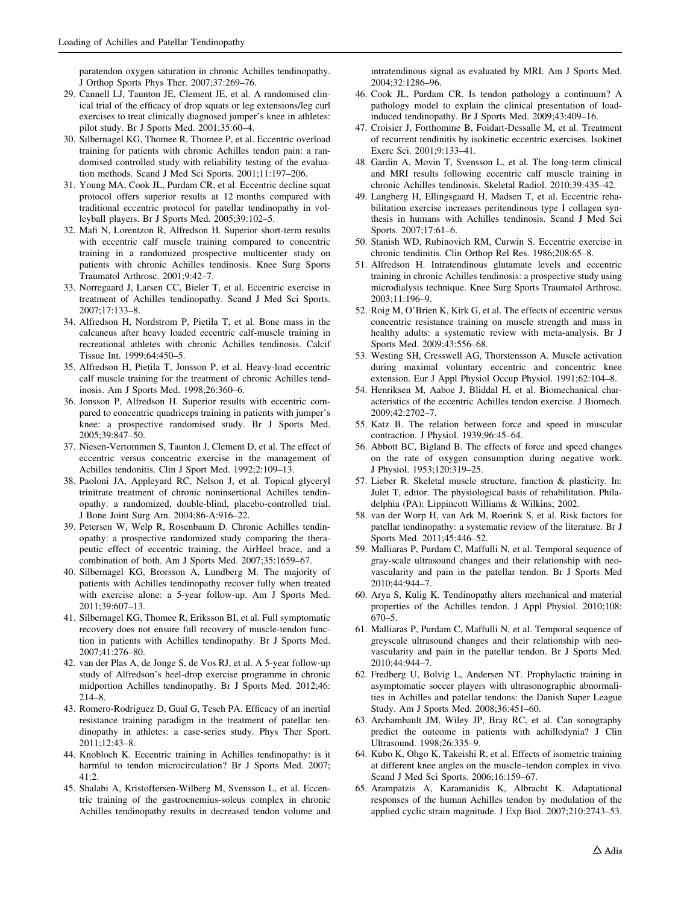paratendon oxygen saturation in chronic Achilles tendinopathy. J Orthop Sports Phys Ther. 2007;37:269–76.

29. Cannell LJ, Taunton JE, Clement JE, et al. A randomised clinical trial of the efficacy of drop squats or leg extensions/leg curl exercises to treat clinically diagnosed jumper's knee in athletes: pilot study. Br J Sports Med. 2001;35:60–4.
30. Silbernagel KG, Thomee R, Thomee P, et al. Eccentric overload training for patients with chronic Achilles tendon pain: a randomised controlled study with reliability testing of the evaluation methods. Scand J Med Sci Sports. 2001;11:197–206.
31. Young MA, Cook JL, Purdam CR, et al. Eccentric decline squat protocol offers superior results at 12 months compared with traditional eccentric protocol for patellar tendinopathy in volleyball players. Br J Sports Med. 2005;39:102–5.
32. Mafi N, Lorentzon R, Alfredson H. Superior short-term results with eccentric calf muscle training compared to concentric training in a randomized prospective multicenter study on patients with chronic Achilles tendinosis. Knee Surg Sports Traumatol Arthrosc. 2001;9:42–7.
33. Norregaard J, Larsen CC, Bieler T, et al. Eccentric exercise in treatment of Achilles tendinopathy. Scand J Med Sci Sports. 2007;17:133–8.
34. Alfredson H, Nordstrom P, Pietila T, et al. Bone mass in the calcaneus after heavy loaded eccentric calf-muscle training in recreational athletes with chronic Achilles tendinosis. Calcif Tissue Int. 1999;64:450–5.
35. Alfredson H, Pietila T, Jonsson P, et al. Heavy-load eccentric calf muscle training for the treatment of chronic Achilles tendinosis. Am J Sports Med. 1998;26:360–6.
36. Jonsson P, Alfredson H. Superior results with eccentric compared to concentric quadriceps training in patients with jumper's knee: a prospective randomised study. Br J Sports Med. 2005;39:847–50.
37. Niesen-Vertommen S, Taunton J, Clement D, et al. The effect of eccentric versus concentric exercise in the management of Achilles tendonitis. Clin J Sport Med. 1992;2:109–13.
38. Paoloni JA, Appleyard RC, Nelson J, et al. Topical glyceryl trinitrate treatment of chronic noninsertional Achilles tendinopathy: a randomized, double-blind, placebo-controlled trial. J Bone Joint Surg Am. 2004;86-A:916–22.
39. Petersen W, Welp R, Rosenbaum D. Chronic Achilles tendinopathy: a prospective randomized study comparing the therapeutic effect of eccentric training, the AirHeel brace, and a combination of both. Am J Sports Med. 2007;35:1659–67.
40. Silbernagel KG, Brorsson A, Lundberg M. The majority of patients with Achilles tendinopathy recover fully when treated with exercise alone: a 5-year follow-up. Am J Sports Med. 2011;39:607–13.
41. Silbernagel KG, Thomee R, Eriksson BI, et al. Full symptomatic recovery does not ensure full recovery of muscle-tendon function in patients with Achilles tendinopathy. Br J Sports Med. 2007;41:276–80.
42. van der Plas A, de Jonge S, de Vos RJ, et al. A 5-year follow-up study of Alfredson's heel-drop exercise programme in chronic midportion Achilles tendinopathy. Br J Sports Med. 2012;46:214–8.
43. Romero-Rodriguez D, Gual G, Tesch PA. Efficacy of an inertial resistance training paradigm in the treatment of patellar tendinopathy in athletes: a case-series study. Phys Ther Sport. 2011;12:43–8.
44. Knobloch K. Eccentric training in Achilles tendinopathy: is it harmful to tendon microcirculation? Br J Sports Med. 2007;41:2.
45. Shalabi A, Kristoffersen-Wilberg M, Svensson L, et al. Eccentric training of the gastrocnemius-soleus complex in chronic Achilles tendinopathy results in decreased tendon volume and intratendinous signal as evaluated by MRI. Am J Sports Med. 2004;32:1286–96.
46. Cook JL, Purdam CR. Is tendon pathology a continuum? A pathology model to explain the clinical presentation of load-induced tendinopathy. Br J Sports Med. 2009;43:409–16.
47. Croisier J, Forthomme B, Foidart-Dessalle M, et al. Treatment of recurrent tendinitis by isokinetic eccentric exercises. Isokinet Exerc Sci. 2001;9:133–41.
48. Gardin A, Movin T, Svensson L, et al. The long-term clinical and MRI results following eccentric calf muscle training in chronic Achilles tendinosis. Skeletal Radiol. 2010;39:435–42.
49. Langberg H, Ellingsgaard H, Madsen T, et al. Eccentric rehabilitation exercise increases peritendinous type I collagen synthesis in humans with Achilles tendinosis. Scand J Med Sci Sports. 2007;17:61–6.
50. Stanish WD, Rubinovich RM, Curwin S. Eccentric exercise in chronic tendinitis. Clin Orthop Rel Res. 1986;208:65–8.
51. Alfredson H. Intratendinous glutamate levels and eccentric training in chronic Achilles tendinosis: a prospective study using microdialysis technique. Knee Surg Sports Traumatol Arthrosc. 2003;11:196–9.
52. Roig M, O'Brien K, Kirk G, et al. The effects of eccentric versus concentric resistance training on muscle strength and mass in healthy adults: a systematic review with meta-analysis. Br J Sports Med. 2009;43:556–68.
53. Westing SH, Cresswell AG, Thorstensson A. Muscle activation during maximal voluntary eccentric and concentric knee extension. Eur J Appl Physiol Occup Physiol. 1991;62:104–8.
54. Henriksen M, Aaboe J, Bliddal H, et al. Biomechanical characteristics of the eccentric Achilles tendon exercise. J Biomech. 2009;42:2702–7.
55. Katz B. The relation between force and speed in muscular contraction. J Physiol. 1939;96:45–64.
56. Abbott BC, Bigland B. The effects of force and speed changes on the rate of oxygen consumption during negative work. J Physiol. 1953;120:319–25.
57. Lieber R. Skeletal muscle structure, function & plasticity. In: Julet T, editor. The physiological basis of rehabilitation. Philadelphia (PA): Lippincott Williams & Wilkins; 2002.
58. van der Worp H, van Ark M, Roerink S, et al. Risk factors for patellar tendinopathy: a systematic review of the literature. Br J Sports Med. 2011;45:446–52.
59. Malliaras P, Purdam C, Maffulli N, et al. Temporal sequence of gray-scale ultrasound changes and their relationship with neovascularity and pain in the patellar tendon. Br J Sports Med 2010;44:944–7.
60. Arya S, Kulig K. Tendinopathy alters mechanical and material properties of the Achilles tendon. J Appl Physiol. 2010;108:670–5.
61. Malliaras P, Purdam C, Maffulli N, et al. Temporal sequence of greyscale ultrasound changes and their relationship with neovascularity and pain in the patellar tendon. Br J Sports Med. 2010;44:944–7.
62. Fredberg U, Bolvig L, Andersen NT. Prophylactic training in asymptomatic soccer players with ultrasonographic abnormalities in Achilles and patellar tendons: the Danish Super League Study. Am J Sports Med. 2008;36:451–60.
63. Archambault JM, Wiley JP, Bray RC, et al. Can sonography predict the outcome in patients with achillodynia? J Clin Ultrasound. 1998;26:335–9.
64. Kubo K, Ohgo K, Takeishi R, et al. Effects of isometric training at different knee angles on the muscle–tendon complex in vivo. Scand J Med Sci Sports. 2006;16:159–67.
65. Arampatzis A, Karamanidis K, Albracht K. Adaptational responses of the human Achilles tendon by modulation of the applied cyclic strain magnitude. J Exp Biol. 2007;210:2743–53.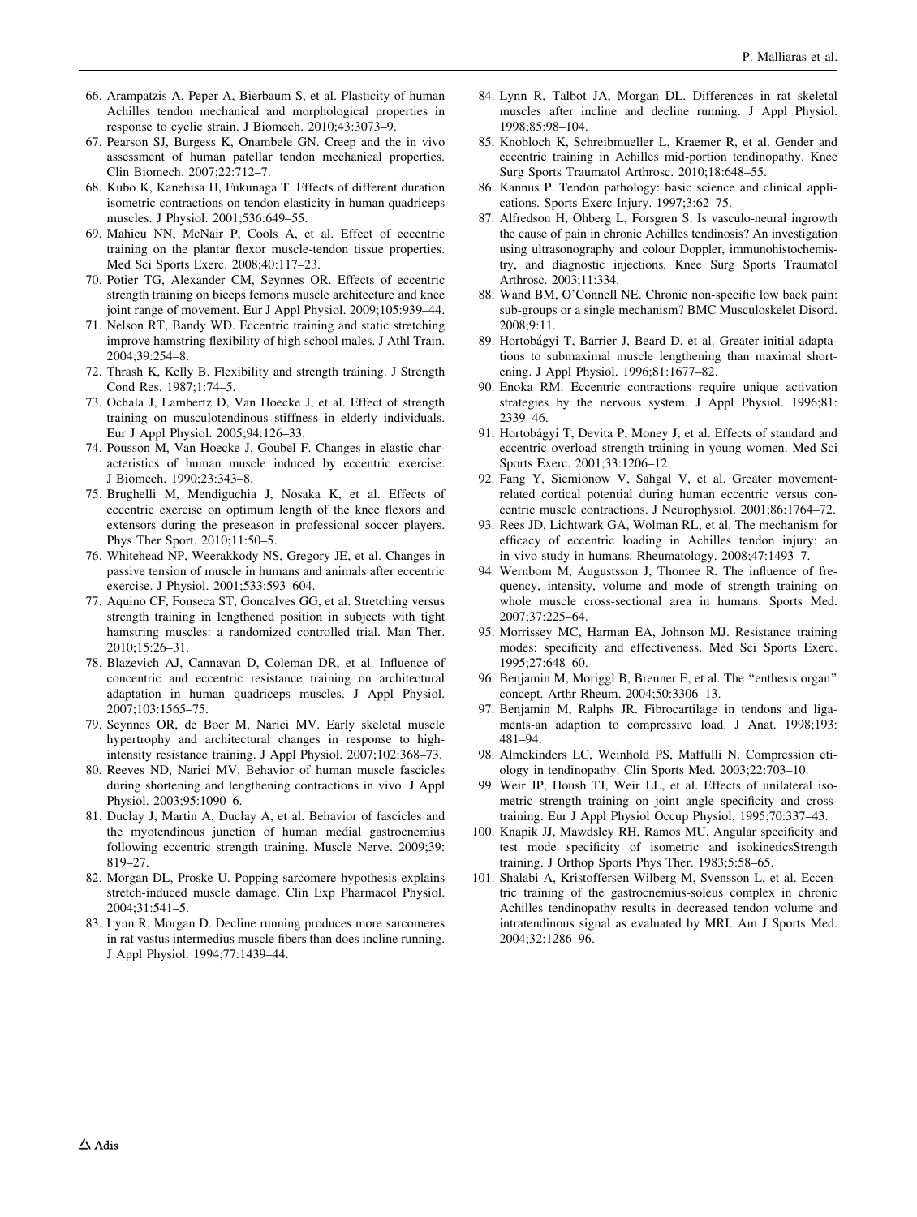66. Arampatzis A, Peper A, Bierbaum S, et al. Plasticity of human Achilles tendon mechanical and morphological properties in response to cyclic strain. J Biomech. 2010;43:3073–9.
67. Pearson SJ, Burgess K, Onambele GN. Creep and the in vivo assessment of human patellar tendon mechanical properties. Clin Biomech. 2007;22:712–7.
68. Kubo K, Kanehisa H, Fukunaga T. Effects of different duration isometric contractions on tendon elasticity in human quadriceps muscles. J Physiol. 2001;536:649–55.
69. Mahieu NN, McNair P, Cools A, et al. Effect of eccentric training on the plantar flexor muscle-tendon tissue properties. Med Sci Sports Exerc. 2008;40:117–23.
70. Potier TG, Alexander CM, Seynnes OR. Effects of eccentric strength training on biceps femoris muscle architecture and knee joint range of movement. Eur J Appl Physiol. 2009;105:939–44.
71. Nelson RT, Bandy WD. Eccentric training and static stretching improve hamstring flexibility of high school males. J Athl Train. 2004;39:254–8.
72. Thrash K, Kelly B. Flexibility and strength training. J Strength Cond Res. 1987;1:74–5.
73. Ochala J, Lambertz D, Van Hoecke J, et al. Effect of strength training on musculotendinous stiffness in elderly individuals. Eur J Appl Physiol. 2005;94:126–33.
74. Pousson M, Van Hoecke J, Goubel F. Changes in elastic characteristics of human muscle induced by eccentric exercise. J Biomech. 1990;23:343–8.
75. Brughelli M, Mendiguchia J, Nosaka K, et al. Effects of eccentric exercise on optimum length of the knee flexors and extensors during the preseason in professional soccer players. Phys Ther Sport. 2010;11:50–5.
76. Whitehead NP, Weerakkody NS, Gregory JE, et al. Changes in passive tension of muscle in humans and animals after eccentric exercise. J Physiol. 2001;533:593–604.
77. Aquino CF, Fonseca ST, Goncalves GG, et al. Stretching versus strength training in lengthened position in subjects with tight hamstring muscles: a randomized controlled trial. Man Ther. 2010;15:26–31.
78. Blazevich AJ, Cannavan D, Coleman DR, et al. Influence of concentric and eccentric resistance training on architectural adaptation in human quadriceps muscles. J Appl Physiol. 2007;103:1565–75.
79. Seynnes OR, de Boer M, Narici MV. Early skeletal muscle hypertrophy and architectural changes in response to high-intensity resistance training. J Appl Physiol. 2007;102:368–73.
80. Reeves ND, Narici MV. Behavior of human muscle fascicles during shortening and lengthening contractions in vivo. J Appl Physiol. 2003;95:1090–6.
81. Duclay J, Martin A, Duclay A, et al. Behavior of fascicles and the myotendinous junction of human medial gastrocnemius following eccentric strength training. Muscle Nerve. 2009;39: 819–27.
82. Morgan DL, Proske U. Popping sarcomere hypothesis explains stretch-induced muscle damage. Clin Exp Pharmacol Physiol. 2004;31:541–5.
83. Lynn R, Morgan D. Decline running produces more sarcomeres in rat vastus intermedius muscle fibers than does incline running. J Appl Physiol. 1994;77:1439–44.
84. Lynn R, Talbot JA, Morgan DL. Differences in rat skeletal muscles after incline and decline running. J Appl Physiol. 1998;85:98–104.
85. Knobloch K, Schreibmueller L, Kraemer R, et al. Gender and eccentric training in Achilles mid-portion tendinopathy. Knee Surg Sports Traumatol Arthrosc. 2010;18:648–55.
86. Kannus P. Tendon pathology: basic science and clinical applications. Sports Exerc Injury. 1997;3:62–75.
87. Alfredson H, Ohberg L, Forsgren S. Is vasculo-neural ingrowth the cause of pain in chronic Achilles tendinosis? An investigation using ultrasonography and colour Doppler, immunohistochemistry, and diagnostic injections. Knee Surg Sports Traumatol Arthrosc. 2003;11:334.
88. Wand BM, O'Connell NE. Chronic non-specific low back pain: sub-groups or a single mechanism? BMC Musculoskelet Disord. 2008;9:11.
89. Hortobágyi T, Barrier J, Beard D, et al. Greater initial adaptations to submaximal muscle lengthening than maximal shortening. J Appl Physiol. 1996;81:1677–82.
90. Enoka RM. Eccentric contractions require unique activation strategies by the nervous system. J Appl Physiol. 1996;81: 2339–46.
91. Hortobágyi T, Devita P, Money J, et al. Effects of standard and eccentric overload strength training in young women. Med Sci Sports Exerc. 2001;33:1206–12.
92. Fang Y, Siemionow V, Sahgal V, et al. Greater movement-related cortical potential during human eccentric versus concentric muscle contractions. J Neurophysiol. 2001;86:1764–72.
93. Rees JD, Lichtwark GA, Wolman RL, et al. The mechanism for efficacy of eccentric loading in Achilles tendon injury: an in vivo study in humans. Rheumatology. 2008;47:1493–7.
94. Wernbom M, Augustsson J, Thomee R. The influence of frequency, intensity, volume and mode of strength training on whole muscle cross-sectional area in humans. Sports Med. 2007;37:225–64.
95. Morrissey MC, Harman EA, Johnson MJ. Resistance training modes: specificity and effectiveness. Med Sci Sports Exerc. 1995;27:648–60.
96. Benjamin M, Moriggl B, Brenner E, et al. The "enthesis organ" concept. Arthr Rheum. 2004;50:3306–13.
97. Benjamin M, Ralphs JR. Fibrocartilage in tendons and ligaments-an adaption to compressive load. J Anat. 1998;193: 481–94.
98. Almekinders LC, Weinhold PS, Maffulli N. Compression etiology in tendinopathy. Clin Sports Med. 2003;22:703–10.
99. Weir JP, Housh TJ, Weir LL, et al. Effects of unilateral isometric strength training on joint angle specificity and cross-training. Eur J Appl Physiol Occup Physiol. 1995;70:337–43.
100. Knapik JJ, Mawdsley RH, Ramos MU. Angular specificity and test mode specificity of isometric and isokineticsStrength training. J Orthop Sports Phys Ther. 1983;5:58–65.
101. Shalabi A, Kristoffersen-Wilberg M, Svensson L, et al. Eccentric training of the gastrocnemius-soleus complex in chronic Achilles tendinopathy results in decreased tendon volume and intratendinous signal as evaluated by MRI. Am J Sports Med. 2004;32:1286–96.